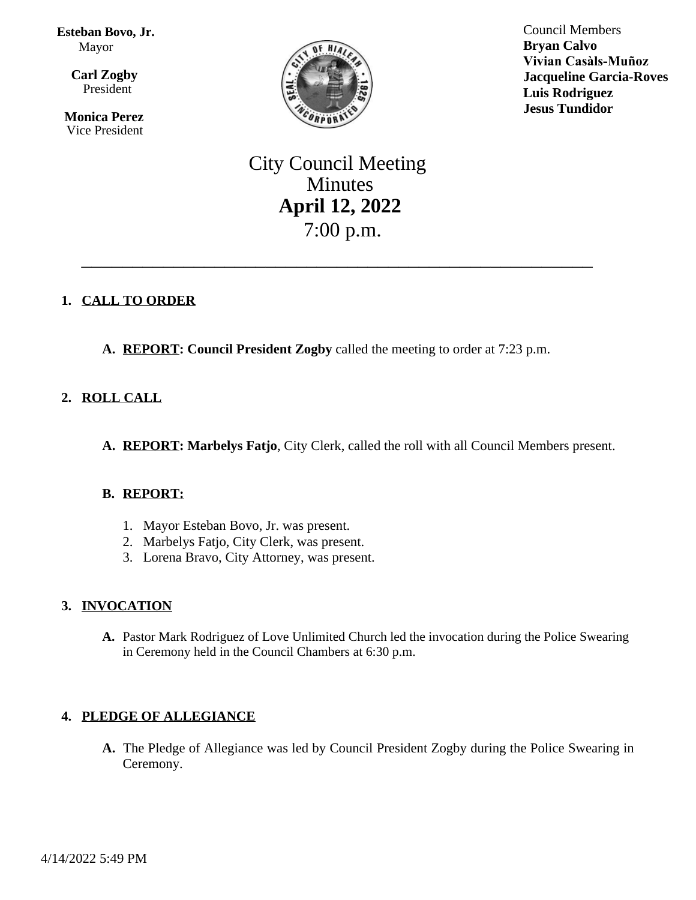**Esteban Bovo, Jr.**
Mayor

**Carl Zogby**
President

**Monica Perez**
Vice President

Council Members
**Bryan Calvo**
**Vivian Casàls-Muñoz**
**Jacqueline Garcia-Roves**
**Luis Rodriguez**
**Jesus Tundidor**

# City Council Meeting
# Minutes
# **April 12, 2022**
# 7:00 p.m.

---

1. **CALL TO ORDER**

   A. **REPORT: Council President Zogby** called the meeting to order at 7:23 p.m.

2. **ROLL CALL**

   A. **REPORT: Marbelys Fatjo**, City Clerk, called the roll with all Council Members present.

   B. **REPORT:**

      1. Mayor Esteban Bovo, Jr. was present.
      2. Marbelys Fatjo, City Clerk, was present.
      3. Lorena Bravo, City Attorney, was present.

3. **INVOCATION**

   A. Pastor Mark Rodriguez of Love Unlimited Church led the invocation during the Police Swearing in Ceremony held in the Council Chambers at 6:30 p.m.

4. **PLEDGE OF ALLEGIANCE**

   A. The Pledge of Allegiance was led by Council President Zogby during the Police Swearing in Ceremony.

4/14/2022 5:49 PM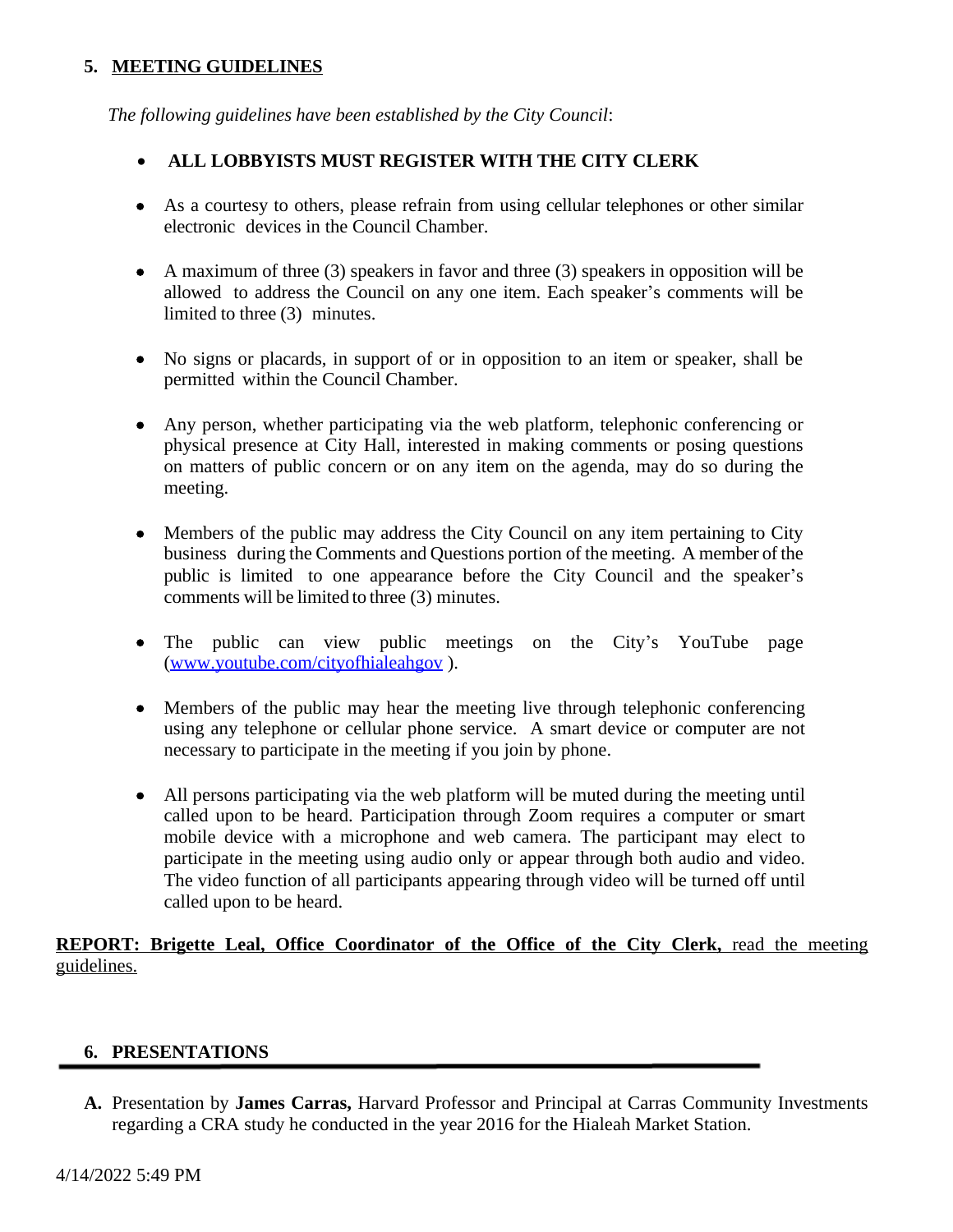## 5. MEETING GUIDELINES

*The following guidelines have been established by the City Council*:

- **ALL LOBBYISTS MUST REGISTER WITH THE CITY CLERK**

- As a courtesy to others, please refrain from using cellular telephones or other similar electronic devices in the Council Chamber.

- A maximum of three (3) speakers in favor and three (3) speakers in opposition will be allowed to address the Council on any one item. Each speaker's comments will be limited to three (3) minutes.

- No signs or placards, in support of or in opposition to an item or speaker, shall be permitted within the Council Chamber.

- Any person, whether participating via the web platform, telephonic conferencing or physical presence at City Hall, interested in making comments or posing questions on matters of public concern or on any item on the agenda, may do so during the meeting.

- Members of the public may address the City Council on any item pertaining to City business during the Comments and Questions portion of the meeting. A member of the public is limited to one appearance before the City Council and the speaker's comments will be limited to three (3) minutes.

- The public can view public meetings on the City's YouTube page ([www.youtube.com/cityofhialeahgov](www.youtube.com/cityofhialeahgov) ).

- Members of the public may hear the meeting live through telephonic conferencing using any telephone or cellular phone service. A smart device or computer are not necessary to participate in the meeting if you join by phone.

- All persons participating via the web platform will be muted during the meeting until called upon to be heard. Participation through Zoom requires a computer or smart mobile device with a microphone and web camera. The participant may elect to participate in the meeting using audio only or appear through both audio and video. The video function of all participants appearing through video will be turned off until called upon to be heard.

**REPORT: Brigette Leal, Office Coordinator of the Office of the City Clerk,** read the meeting guidelines.

## 6. PRESENTATIONS

**A.** Presentation by **James Carras,** Harvard Professor and Principal at Carras Community Investments regarding a CRA study he conducted in the year 2016 for the Hialeah Market Station.

4/14/2022 5:49 PM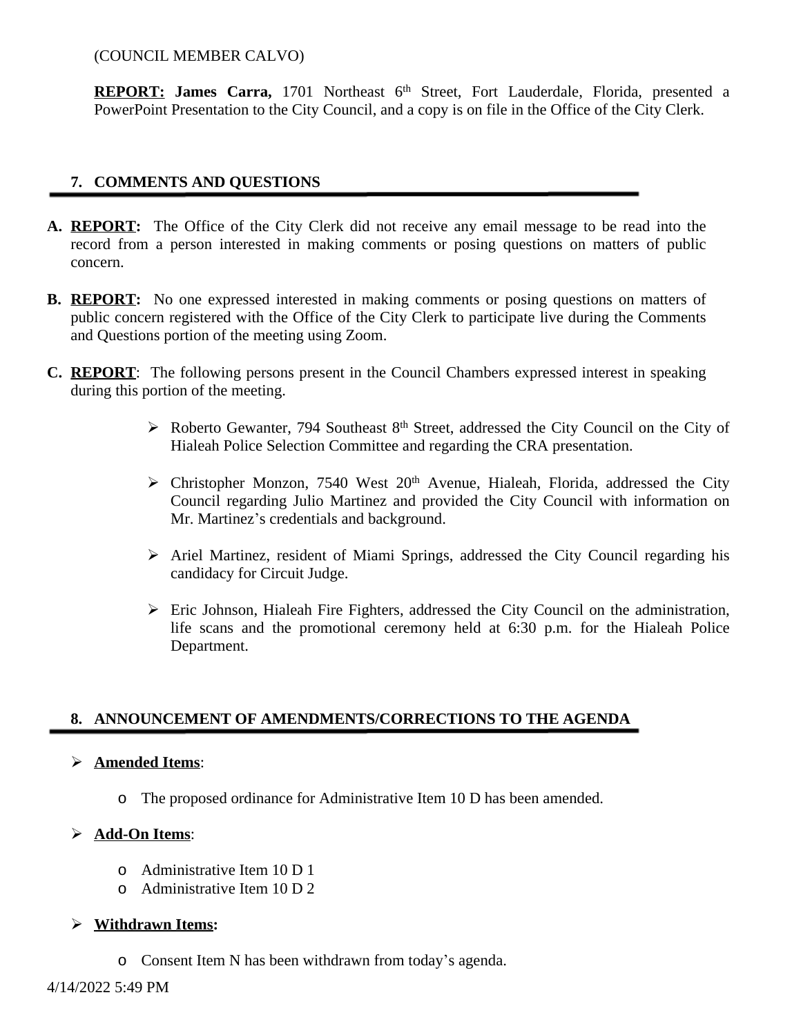(COUNCIL MEMBER CALVO)

**REPORT:** **James Carra,** 1701 Northeast 6th Street, Fort Lauderdale, Florida, presented a PowerPoint Presentation to the City Council, and a copy is on file in the Office of the City Clerk.

## 7. COMMENTS AND QUESTIONS

**A. REPORT:** The Office of the City Clerk did not receive any email message to be read into the record from a person interested in making comments or posing questions on matters of public concern.

**B. REPORT:** No one expressed interested in making comments or posing questions on matters of public concern registered with the Office of the City Clerk to participate live during the Comments and Questions portion of the meeting using Zoom.

**C. REPORT**: The following persons present in the Council Chambers expressed interest in speaking during this portion of the meeting.

- Roberto Gewanter, 794 Southeast 8th Street, addressed the City Council on the City of Hialeah Police Selection Committee and regarding the CRA presentation.
- Christopher Monzon, 7540 West 20th Avenue, Hialeah, Florida, addressed the City Council regarding Julio Martinez and provided the City Council with information on Mr. Martinez's credentials and background.
- Ariel Martinez, resident of Miami Springs, addressed the City Council regarding his candidacy for Circuit Judge.
- Eric Johnson, Hialeah Fire Fighters, addressed the City Council on the administration, life scans and the promotional ceremony held at 6:30 p.m. for the Hialeah Police Department.

## 8. ANNOUNCEMENT OF AMENDMENTS/CORRECTIONS TO THE AGENDA

- **Amended Items**:
  - The proposed ordinance for Administrative Item 10 D has been amended.
- **Add-On Items**:
  - Administrative Item 10 D 1
  - Administrative Item 10 D 2
- **Withdrawn Items:**
  - Consent Item N has been withdrawn from today's agenda.

4/14/2022 5:49 PM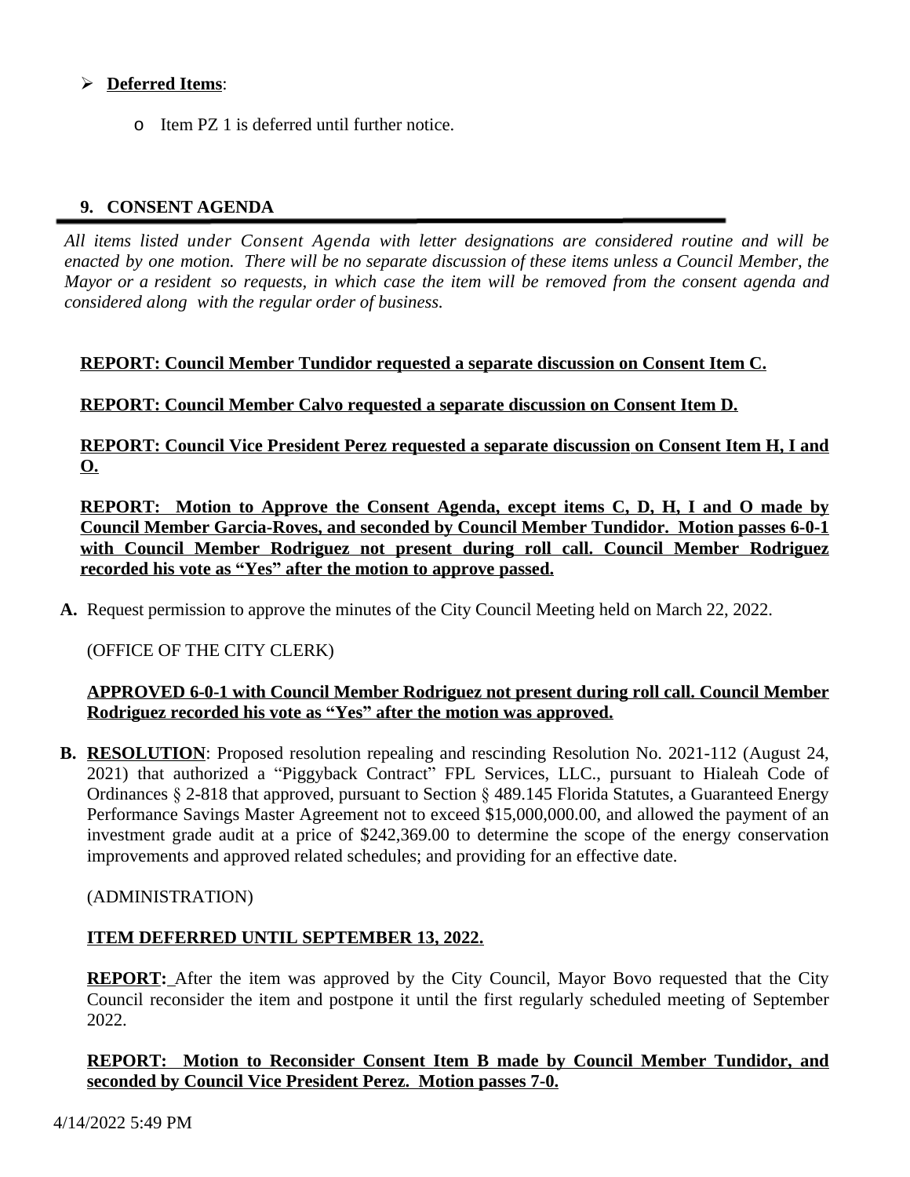- **Deferred Items**:
  - Item PZ 1 is deferred until further notice.

## 9. CONSENT AGENDA

*All items listed under Consent Agenda with letter designations are considered routine and will be enacted by one motion. There will be no separate discussion of these items unless a Council Member, the Mayor or a resident so requests, in which case the item will be removed from the consent agenda and considered along with the regular order of business.*

**REPORT: Council Member Tundidor requested a separate discussion on Consent Item C.**

**REPORT: Council Member Calvo requested a separate discussion on Consent Item D.**

**REPORT: Council Vice President Perez requested a separate discussion on Consent Item H, I and O.**

**REPORT: Motion to Approve the Consent Agenda, except items C, D, H, I and O made by Council Member Garcia-Roves, and seconded by Council Member Tundidor. Motion passes 6-0-1 with Council Member Rodriguez not present during roll call. Council Member Rodriguez recorded his vote as "Yes" after the motion to approve passed.**

**A.** Request permission to approve the minutes of the City Council Meeting held on March 22, 2022.

(OFFICE OF THE CITY CLERK)

**APPROVED 6-0-1 with Council Member Rodriguez not present during roll call. Council Member Rodriguez recorded his vote as "Yes" after the motion was approved.**

**B.** **RESOLUTION**: Proposed resolution repealing and rescinding Resolution No. 2021-112 (August 24, 2021) that authorized a "Piggyback Contract" FPL Services, LLC., pursuant to Hialeah Code of Ordinances § 2-818 that approved, pursuant to Section § 489.145 Florida Statutes, a Guaranteed Energy Performance Savings Master Agreement not to exceed $15,000,000.00, and allowed the payment of an investment grade audit at a price of $242,369.00 to determine the scope of the energy conservation improvements and approved related schedules; and providing for an effective date.

(ADMINISTRATION)

**ITEM DEFERRED UNTIL SEPTEMBER 13, 2022.**

**REPORT:** After the item was approved by the City Council, Mayor Bovo requested that the City Council reconsider the item and postpone it until the first regularly scheduled meeting of September 2022.

**REPORT: Motion to Reconsider Consent Item B made by Council Member Tundidor, and seconded by Council Vice President Perez. Motion passes 7-0.**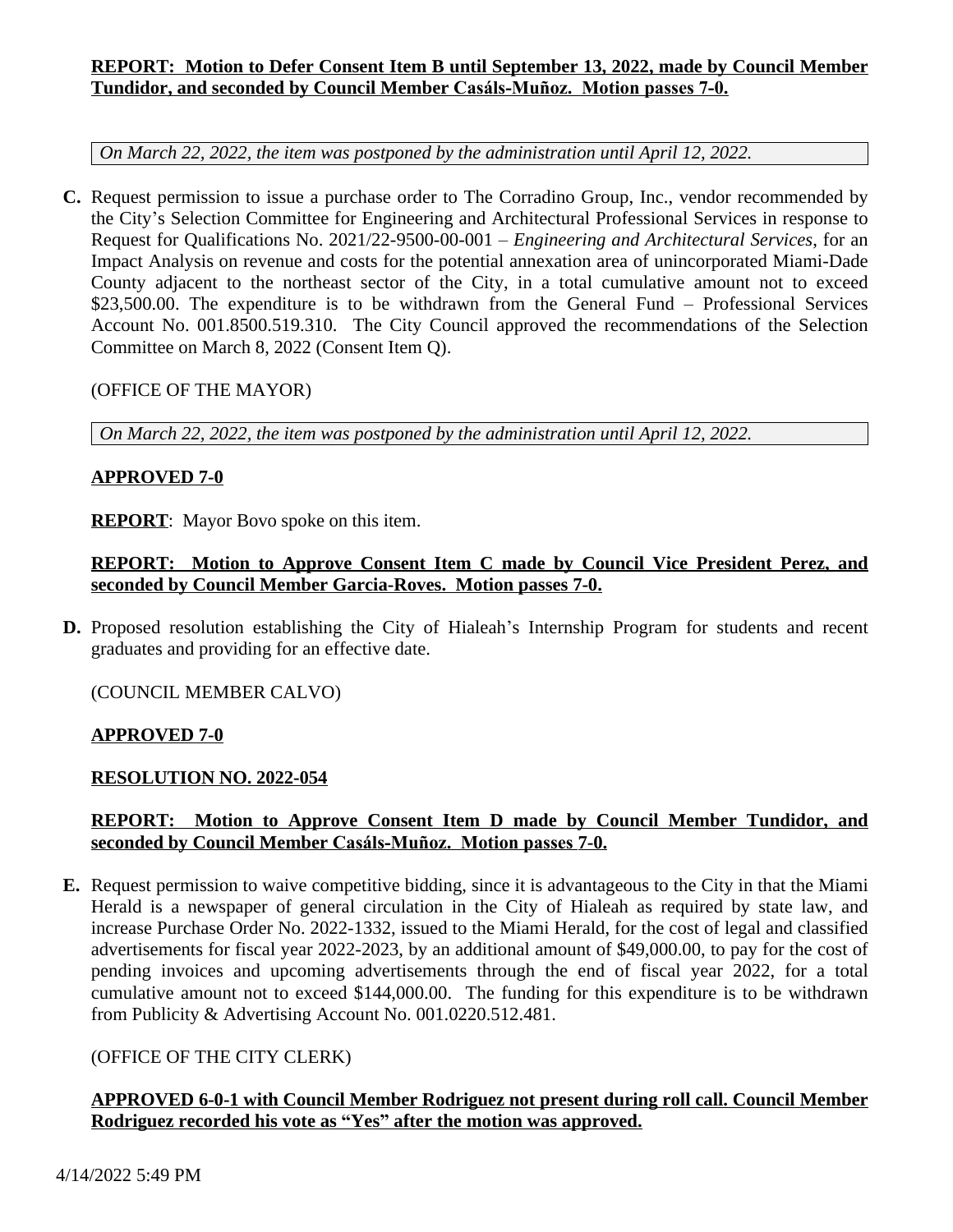**REPORT: Motion to Defer Consent Item B until September 13, 2022, made by Council Member Tundidor, and seconded by Council Member Casáls-Muñoz. Motion passes 7-0.**

*On March 22, 2022, the item was postponed by the administration until April 12, 2022.*

**C.** Request permission to issue a purchase order to The Corradino Group, Inc., vendor recommended by the City's Selection Committee for Engineering and Architectural Professional Services in response to Request for Qualifications No. 2021/22-9500-00-001 – *Engineering and Architectural Services*, for an Impact Analysis on revenue and costs for the potential annexation area of unincorporated Miami-Dade County adjacent to the northeast sector of the City, in a total cumulative amount not to exceed $23,500.00. The expenditure is to be withdrawn from the General Fund – Professional Services Account No. 001.8500.519.310. The City Council approved the recommendations of the Selection Committee on March 8, 2022 (Consent Item Q).

(OFFICE OF THE MAYOR)

*On March 22, 2022, the item was postponed by the administration until April 12, 2022.*

**APPROVED 7-0**

**REPORT**: Mayor Bovo spoke on this item.

**REPORT: Motion to Approve Consent Item C made by Council Vice President Perez, and seconded by Council Member Garcia-Roves. Motion passes 7-0.**

**D.** Proposed resolution establishing the City of Hialeah's Internship Program for students and recent graduates and providing for an effective date.

(COUNCIL MEMBER CALVO)

**APPROVED 7-0**

**RESOLUTION NO. 2022-054**

**REPORT: Motion to Approve Consent Item D made by Council Member Tundidor, and seconded by Council Member Casáls-Muñoz. Motion passes 7-0.**

**E.** Request permission to waive competitive bidding, since it is advantageous to the City in that the Miami Herald is a newspaper of general circulation in the City of Hialeah as required by state law, and increase Purchase Order No. 2022-1332, issued to the Miami Herald, for the cost of legal and classified advertisements for fiscal year 2022-2023, by an additional amount of $49,000.00, to pay for the cost of pending invoices and upcoming advertisements through the end of fiscal year 2022, for a total cumulative amount not to exceed $144,000.00. The funding for this expenditure is to be withdrawn from Publicity & Advertising Account No. 001.0220.512.481.

(OFFICE OF THE CITY CLERK)

**APPROVED 6-0-1 with Council Member Rodriguez not present during roll call. Council Member Rodriguez recorded his vote as "Yes" after the motion was approved.**

4/14/2022 5:49 PM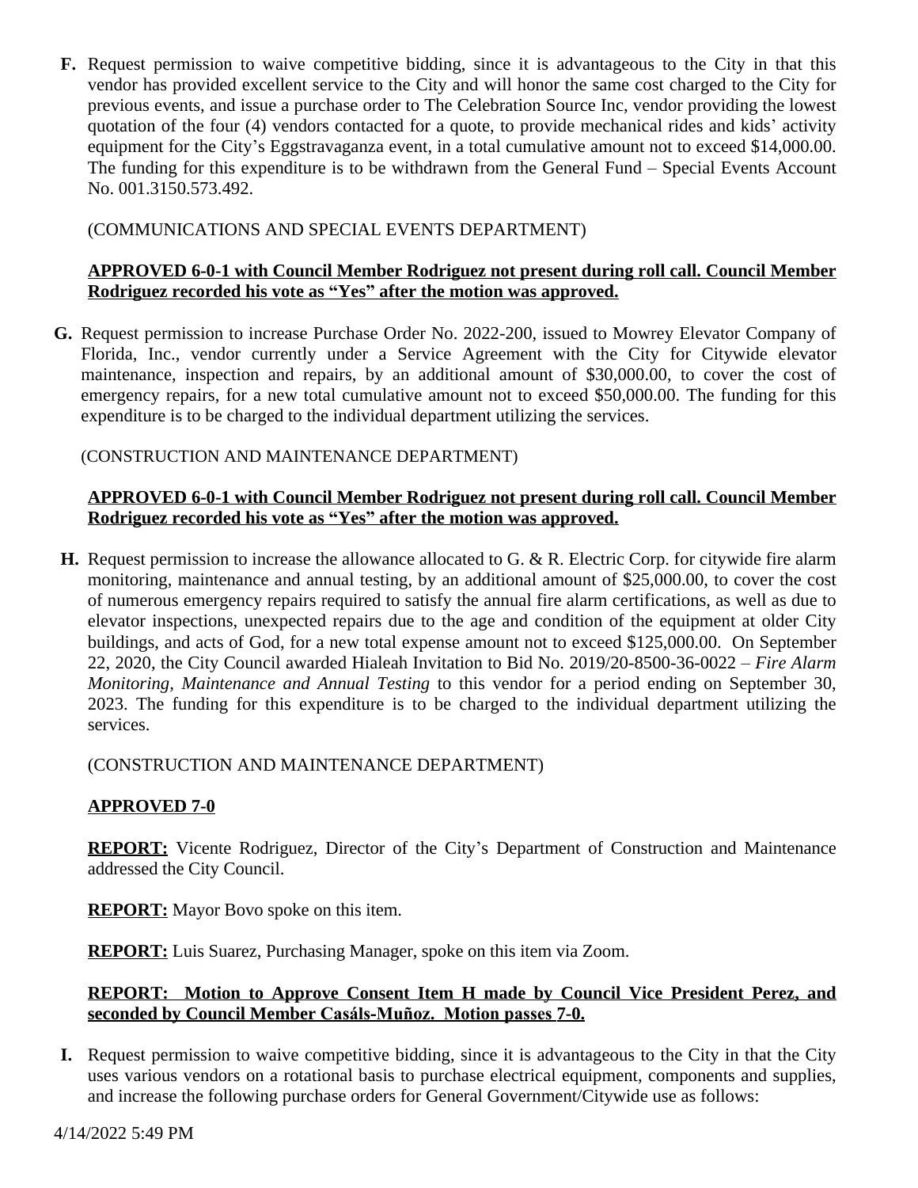**F.** Request permission to waive competitive bidding, since it is advantageous to the City in that this vendor has provided excellent service to the City and will honor the same cost charged to the City for previous events, and issue a purchase order to The Celebration Source Inc, vendor providing the lowest quotation of the four (4) vendors contacted for a quote, to provide mechanical rides and kids' activity equipment for the City's Eggstravaganza event, in a total cumulative amount not to exceed $14,000.00. The funding for this expenditure is to be withdrawn from the General Fund – Special Events Account No. 001.3150.573.492.

(COMMUNICATIONS AND SPECIAL EVENTS DEPARTMENT)

**APPROVED 6-0-1 with Council Member Rodriguez not present during roll call. Council Member Rodriguez recorded his vote as "Yes" after the motion was approved.**

**G.** Request permission to increase Purchase Order No. 2022-200, issued to Mowrey Elevator Company of Florida, Inc., vendor currently under a Service Agreement with the City for Citywide elevator maintenance, inspection and repairs, by an additional amount of $30,000.00, to cover the cost of emergency repairs, for a new total cumulative amount not to exceed $50,000.00. The funding for this expenditure is to be charged to the individual department utilizing the services.

(CONSTRUCTION AND MAINTENANCE DEPARTMENT)

**APPROVED 6-0-1 with Council Member Rodriguez not present during roll call. Council Member Rodriguez recorded his vote as "Yes" after the motion was approved.**

**H.** Request permission to increase the allowance allocated to G. & R. Electric Corp. for citywide fire alarm monitoring, maintenance and annual testing, by an additional amount of $25,000.00, to cover the cost of numerous emergency repairs required to satisfy the annual fire alarm certifications, as well as due to elevator inspections, unexpected repairs due to the age and condition of the equipment at older City buildings, and acts of God, for a new total expense amount not to exceed $125,000.00. On September 22, 2020, the City Council awarded Hialeah Invitation to Bid No. 2019/20-8500-36-0022 – *Fire Alarm Monitoring, Maintenance and Annual Testing* to this vendor for a period ending on September 30, 2023. The funding for this expenditure is to be charged to the individual department utilizing the services.

(CONSTRUCTION AND MAINTENANCE DEPARTMENT)

**APPROVED 7-0**

**REPORT:** Vicente Rodriguez, Director of the City's Department of Construction and Maintenance addressed the City Council.

**REPORT:** Mayor Bovo spoke on this item.

**REPORT:** Luis Suarez, Purchasing Manager, spoke on this item via Zoom.

**REPORT: Motion to Approve Consent Item H made by Council Vice President Perez, and seconded by Council Member Casáls-Muñoz. Motion passes 7-0.**

**I.** Request permission to waive competitive bidding, since it is advantageous to the City in that the City uses various vendors on a rotational basis to purchase electrical equipment, components and supplies, and increase the following purchase orders for General Government/Citywide use as follows:

4/14/2022 5:49 PM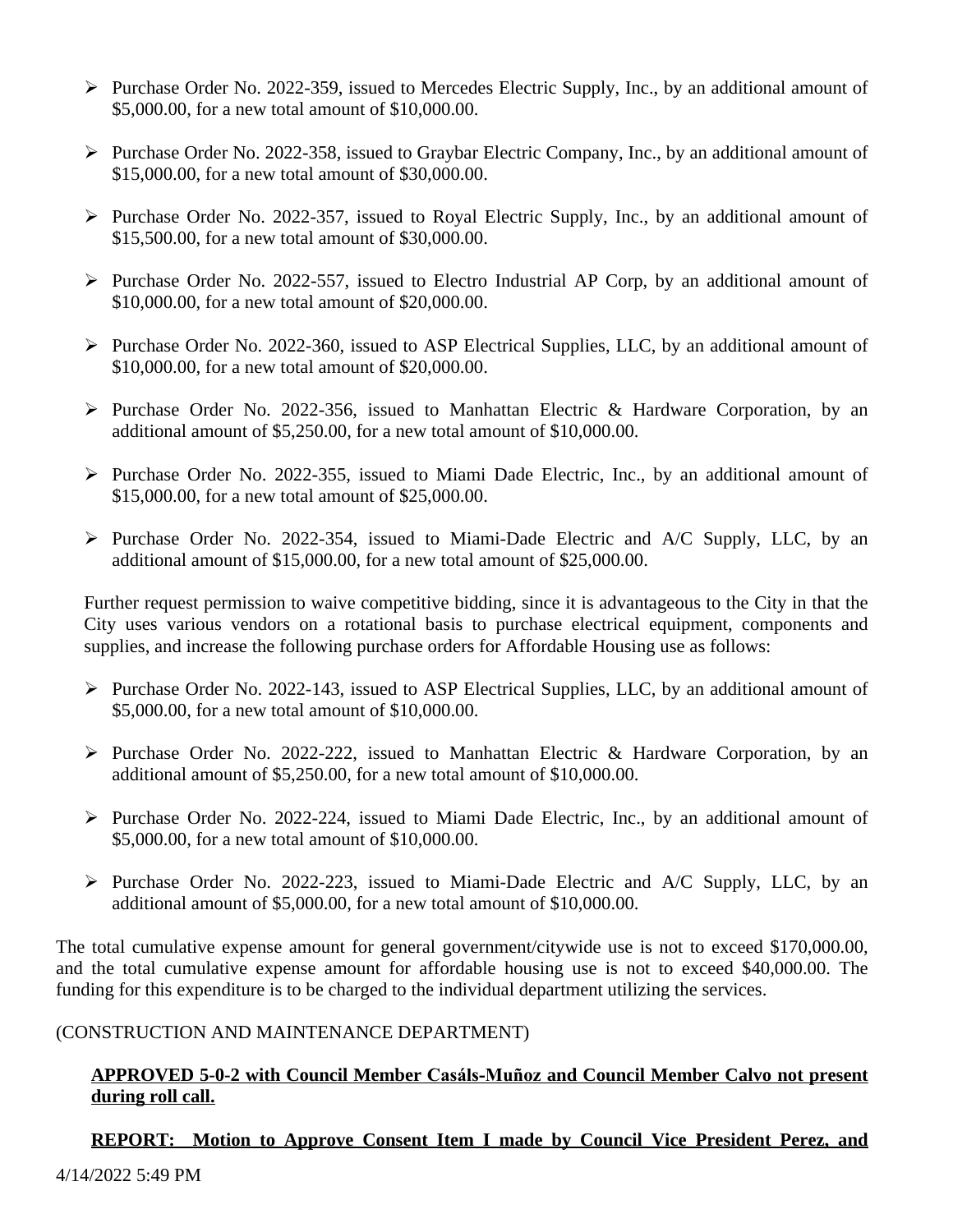- Purchase Order No. 2022-359, issued to Mercedes Electric Supply, Inc., by an additional amount of $5,000.00, for a new total amount of $10,000.00.

- Purchase Order No. 2022-358, issued to Graybar Electric Company, Inc., by an additional amount of $15,000.00, for a new total amount of $30,000.00.

- Purchase Order No. 2022-357, issued to Royal Electric Supply, Inc., by an additional amount of $15,500.00, for a new total amount of $30,000.00.

- Purchase Order No. 2022-557, issued to Electro Industrial AP Corp, by an additional amount of $10,000.00, for a new total amount of $20,000.00.

- Purchase Order No. 2022-360, issued to ASP Electrical Supplies, LLC, by an additional amount of $10,000.00, for a new total amount of $20,000.00.

- Purchase Order No. 2022-356, issued to Manhattan Electric & Hardware Corporation, by an additional amount of $5,250.00, for a new total amount of $10,000.00.

- Purchase Order No. 2022-355, issued to Miami Dade Electric, Inc., by an additional amount of $15,000.00, for a new total amount of $25,000.00.

- Purchase Order No. 2022-354, issued to Miami-Dade Electric and A/C Supply, LLC, by an additional amount of $15,000.00, for a new total amount of $25,000.00.

Further request permission to waive competitive bidding, since it is advantageous to the City in that the City uses various vendors on a rotational basis to purchase electrical equipment, components and supplies, and increase the following purchase orders for Affordable Housing use as follows:

- Purchase Order No. 2022-143, issued to ASP Electrical Supplies, LLC, by an additional amount of $5,000.00, for a new total amount of $10,000.00.

- Purchase Order No. 2022-222, issued to Manhattan Electric & Hardware Corporation, by an additional amount of $5,250.00, for a new total amount of $10,000.00.

- Purchase Order No. 2022-224, issued to Miami Dade Electric, Inc., by an additional amount of $5,000.00, for a new total amount of $10,000.00.

- Purchase Order No. 2022-223, issued to Miami-Dade Electric and A/C Supply, LLC, by an additional amount of $5,000.00, for a new total amount of $10,000.00.

The total cumulative expense amount for general government/citywide use is not to exceed $170,000.00, and the total cumulative expense amount for affordable housing use is not to exceed $40,000.00. The funding for this expenditure is to be charged to the individual department utilizing the services.

(CONSTRUCTION AND MAINTENANCE DEPARTMENT)

**APPROVED 5-0-2 with Council Member Casáls-Muñoz and Council Member Calvo not present during roll call.**

**REPORT: Motion to Approve Consent Item I made by Council Vice President Perez, and**

4/14/2022 5:49 PM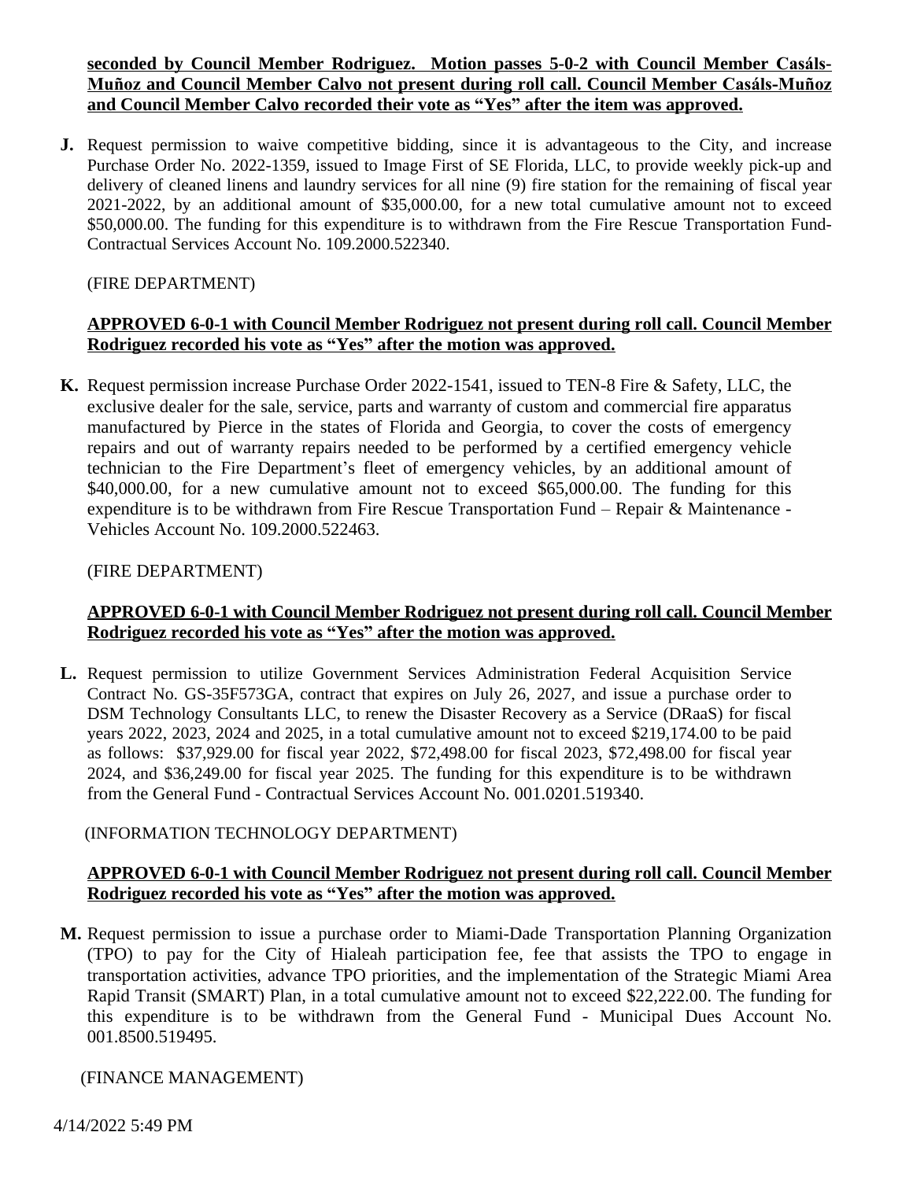**seconded by Council Member Rodriguez. Motion passes 5-0-2 with Council Member Casáls-Muñoz and Council Member Calvo not present during roll call. Council Member Casáls-Muñoz and Council Member Calvo recorded their vote as "Yes" after the item was approved.**

**J.** Request permission to waive competitive bidding, since it is advantageous to the City, and increase Purchase Order No. 2022-1359, issued to Image First of SE Florida, LLC, to provide weekly pick-up and delivery of cleaned linens and laundry services for all nine (9) fire station for the remaining of fiscal year 2021-2022, by an additional amount of $35,000.00, for a new total cumulative amount not to exceed $50,000.00. The funding for this expenditure is to withdrawn from the Fire Rescue Transportation Fund-Contractual Services Account No. 109.2000.522340.

(FIRE DEPARTMENT)

**APPROVED 6-0-1 with Council Member Rodriguez not present during roll call. Council Member Rodriguez recorded his vote as "Yes" after the motion was approved.**

**K.** Request permission increase Purchase Order 2022-1541, issued to TEN-8 Fire & Safety, LLC, the exclusive dealer for the sale, service, parts and warranty of custom and commercial fire apparatus manufactured by Pierce in the states of Florida and Georgia, to cover the costs of emergency repairs and out of warranty repairs needed to be performed by a certified emergency vehicle technician to the Fire Department's fleet of emergency vehicles, by an additional amount of $40,000.00, for a new cumulative amount not to exceed $65,000.00. The funding for this expenditure is to be withdrawn from Fire Rescue Transportation Fund – Repair & Maintenance - Vehicles Account No. 109.2000.522463.

(FIRE DEPARTMENT)

**APPROVED 6-0-1 with Council Member Rodriguez not present during roll call. Council Member Rodriguez recorded his vote as "Yes" after the motion was approved.**

**L.** Request permission to utilize Government Services Administration Federal Acquisition Service Contract No. GS-35F573GA, contract that expires on July 26, 2027, and issue a purchase order to DSM Technology Consultants LLC, to renew the Disaster Recovery as a Service (DRaaS) for fiscal years 2022, 2023, 2024 and 2025, in a total cumulative amount not to exceed $219,174.00 to be paid as follows: $37,929.00 for fiscal year 2022, $72,498.00 for fiscal 2023, $72,498.00 for fiscal year 2024, and $36,249.00 for fiscal year 2025. The funding for this expenditure is to be withdrawn from the General Fund - Contractual Services Account No. 001.0201.519340.

(INFORMATION TECHNOLOGY DEPARTMENT)

**APPROVED 6-0-1 with Council Member Rodriguez not present during roll call. Council Member Rodriguez recorded his vote as "Yes" after the motion was approved.**

**M.** Request permission to issue a purchase order to Miami-Dade Transportation Planning Organization (TPO) to pay for the City of Hialeah participation fee, fee that assists the TPO to engage in transportation activities, advance TPO priorities, and the implementation of the Strategic Miami Area Rapid Transit (SMART) Plan, in a total cumulative amount not to exceed $22,222.00. The funding for this expenditure is to be withdrawn from the General Fund - Municipal Dues Account No. 001.8500.519495.

(FINANCE MANAGEMENT)

4/14/2022 5:49 PM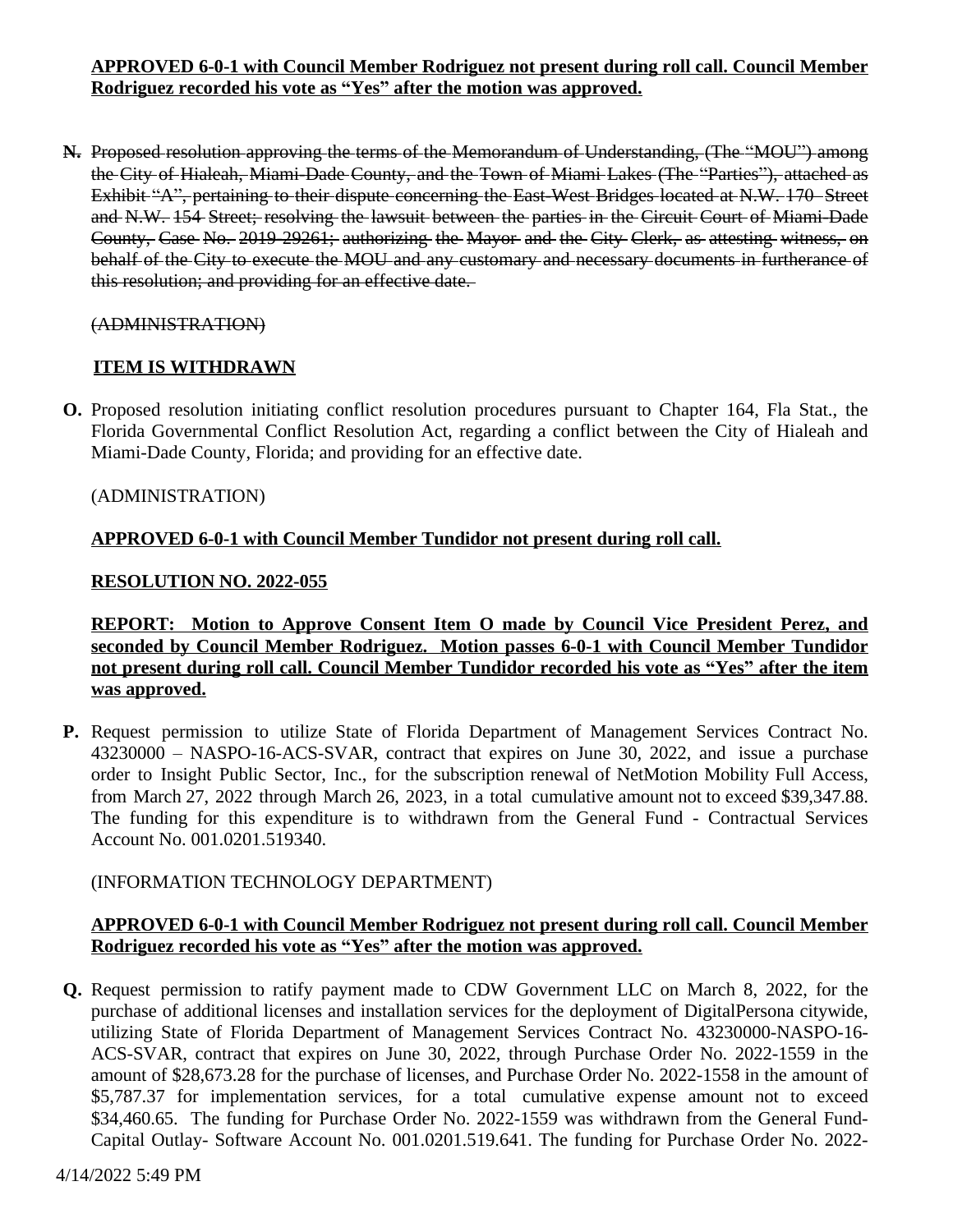**APPROVED 6-0-1 with Council Member Rodriguez not present during roll call. Council Member Rodriguez recorded his vote as "Yes" after the motion was approved.**

**N.** ~~Proposed resolution approving the terms of the Memorandum of Understanding, (The "MOU") among the City of Hialeah, Miami-Dade County, and the Town of Miami Lakes (The "Parties"), attached as Exhibit "A", pertaining to their dispute concerning the East-West Bridges located at N.W. 170 Street and N.W. 154 Street; resolving the lawsuit between the parties in the Circuit Court of Miami-Dade County, Case No. 2019-29261; authorizing the Mayor and the City Clerk, as attesting witness, on behalf of the City to execute the MOU and any customary and necessary documents in furtherance of this resolution; and providing for an effective date.~~

~~(ADMINISTRATION)~~

**ITEM IS WITHDRAWN**

**O.** Proposed resolution initiating conflict resolution procedures pursuant to Chapter 164, Fla Stat., the Florida Governmental Conflict Resolution Act, regarding a conflict between the City of Hialeah and Miami-Dade County, Florida; and providing for an effective date.

(ADMINISTRATION)

**APPROVED 6-0-1 with Council Member Tundidor not present during roll call.**

**RESOLUTION NO. 2022-055**

**REPORT: Motion to Approve Consent Item O made by Council Vice President Perez, and seconded by Council Member Rodriguez. Motion passes 6-0-1 with Council Member Tundidor not present during roll call. Council Member Tundidor recorded his vote as "Yes" after the item was approved.**

**P.** Request permission to utilize State of Florida Department of Management Services Contract No. 43230000 – NASPO-16-ACS-SVAR, contract that expires on June 30, 2022, and issue a purchase order to Insight Public Sector, Inc., for the subscription renewal of NetMotion Mobility Full Access, from March 27, 2022 through March 26, 2023, in a total cumulative amount not to exceed $39,347.88. The funding for this expenditure is to withdrawn from the General Fund - Contractual Services Account No. 001.0201.519340.

(INFORMATION TECHNOLOGY DEPARTMENT)

**APPROVED 6-0-1 with Council Member Rodriguez not present during roll call. Council Member Rodriguez recorded his vote as "Yes" after the motion was approved.**

**Q.** Request permission to ratify payment made to CDW Government LLC on March 8, 2022, for the purchase of additional licenses and installation services for the deployment of DigitalPersona citywide, utilizing State of Florida Department of Management Services Contract No. 43230000-NASPO-16-ACS-SVAR, contract that expires on June 30, 2022, through Purchase Order No. 2022-1559 in the amount of $28,673.28 for the purchase of licenses, and Purchase Order No. 2022-1558 in the amount of $5,787.37 for implementation services, for a total cumulative expense amount not to exceed $34,460.65. The funding for Purchase Order No. 2022-1559 was withdrawn from the General Fund-Capital Outlay- Software Account No. 001.0201.519.641. The funding for Purchase Order No. 2022-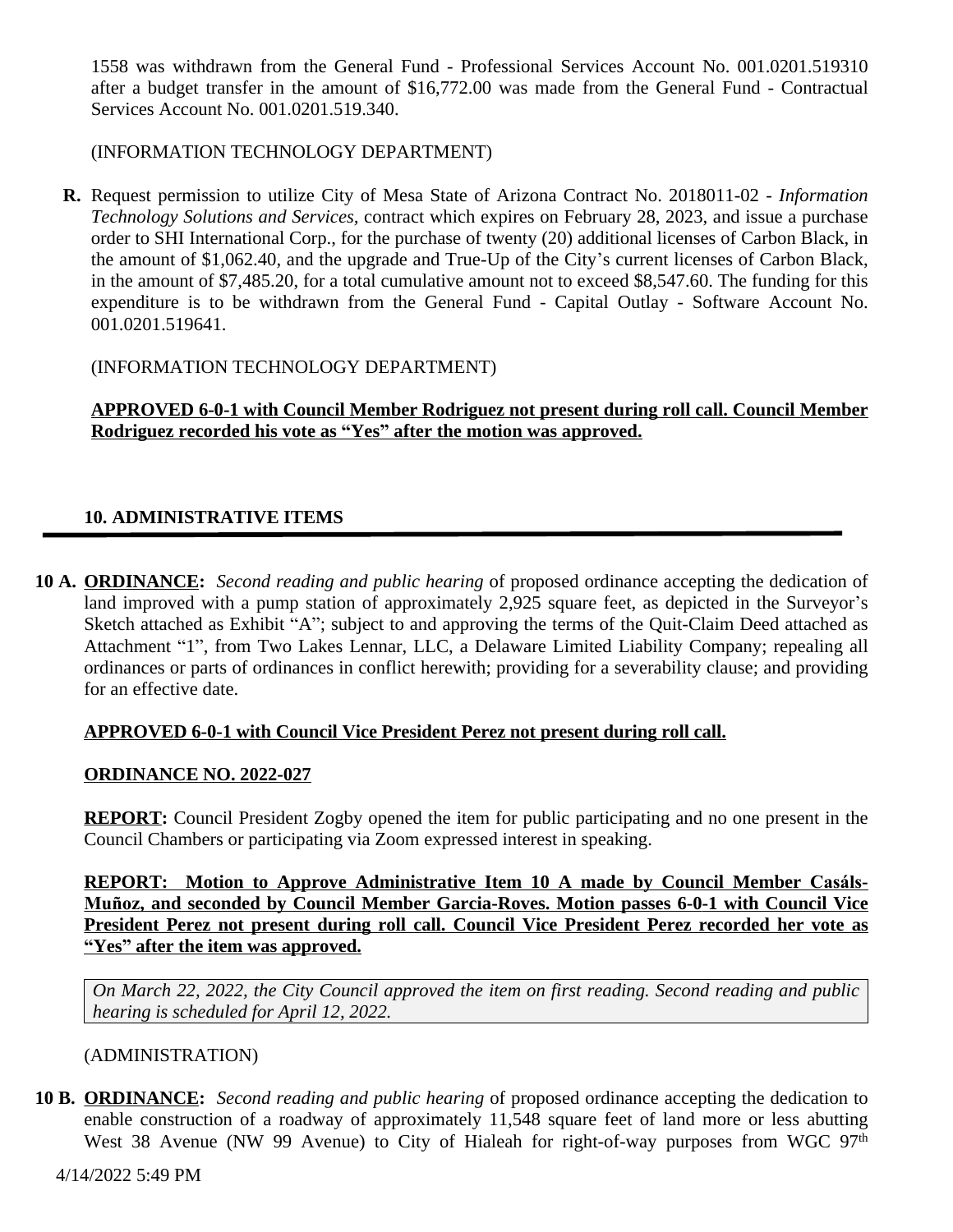1558 was withdrawn from the General Fund - Professional Services Account No. 001.0201.519310 after a budget transfer in the amount of $16,772.00 was made from the General Fund - Contractual Services Account No. 001.0201.519.340.

(INFORMATION TECHNOLOGY DEPARTMENT)

**R.** Request permission to utilize City of Mesa State of Arizona Contract No. 2018011-02 - *Information Technology Solutions and Services,* contract which expires on February 28, 2023, and issue a purchase order to SHI International Corp., for the purchase of twenty (20) additional licenses of Carbon Black, in the amount of $1,062.40, and the upgrade and True-Up of the City's current licenses of Carbon Black, in the amount of $7,485.20, for a total cumulative amount not to exceed $8,547.60. The funding for this expenditure is to be withdrawn from the General Fund - Capital Outlay - Software Account No. 001.0201.519641.

(INFORMATION TECHNOLOGY DEPARTMENT)

**APPROVED 6-0-1 with Council Member Rodriguez not present during roll call. Council Member Rodriguez recorded his vote as "Yes" after the motion was approved.**

## 10. ADMINISTRATIVE ITEMS

**10 A. ORDINANCE:** *Second reading and public hearing* of proposed ordinance accepting the dedication of land improved with a pump station of approximately 2,925 square feet, as depicted in the Surveyor's Sketch attached as Exhibit "A"; subject to and approving the terms of the Quit-Claim Deed attached as Attachment "1", from Two Lakes Lennar, LLC, a Delaware Limited Liability Company; repealing all ordinances or parts of ordinances in conflict herewith; providing for a severability clause; and providing for an effective date.

**APPROVED 6-0-1 with Council Vice President Perez not present during roll call.**

**ORDINANCE NO. 2022-027**

**REPORT:** Council President Zogby opened the item for public participating and no one present in the Council Chambers or participating via Zoom expressed interest in speaking.

**REPORT: Motion to Approve Administrative Item 10 A made by Council Member Casáls-Muñoz, and seconded by Council Member Garcia-Roves. Motion passes 6-0-1 with Council Vice President Perez not present during roll call. Council Vice President Perez recorded her vote as "Yes" after the item was approved.**

*On March 22, 2022, the City Council approved the item on first reading. Second reading and public hearing is scheduled for April 12, 2022.*

(ADMINISTRATION)

**10 B. ORDINANCE:** *Second reading and public hearing* of proposed ordinance accepting the dedication to enable construction of a roadway of approximately 11,548 square feet of land more or less abutting West 38 Avenue (NW 99 Avenue) to City of Hialeah for right-of-way purposes from WGC 97th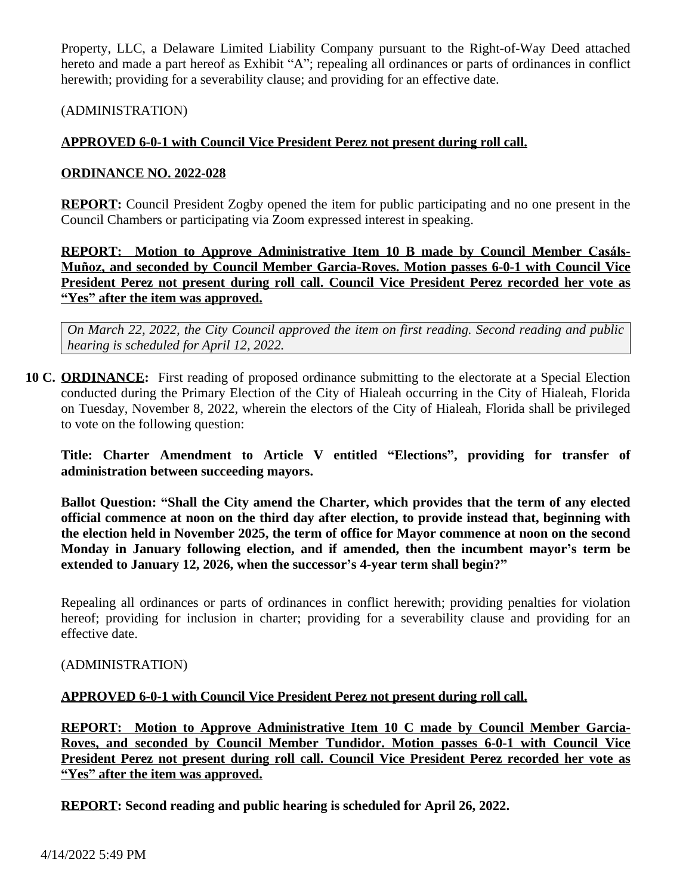Property, LLC, a Delaware Limited Liability Company pursuant to the Right-of-Way Deed attached hereto and made a part hereof as Exhibit "A"; repealing all ordinances or parts of ordinances in conflict herewith; providing for a severability clause; and providing for an effective date.

(ADMINISTRATION)

**APPROVED 6-0-1 with Council Vice President Perez not present during roll call.**

**ORDINANCE NO. 2022-028**

**REPORT:** Council President Zogby opened the item for public participating and no one present in the Council Chambers or participating via Zoom expressed interest in speaking.

**REPORT: Motion to Approve Administrative Item 10 B made by Council Member Casáls-Muñoz, and seconded by Council Member Garcia-Roves. Motion passes 6-0-1 with Council Vice President Perez not present during roll call. Council Vice President Perez recorded her vote as "Yes" after the item was approved.**

*On March 22, 2022, the City Council approved the item on first reading. Second reading and public hearing is scheduled for April 12, 2022.*

**10 C. ORDINANCE:** First reading of proposed ordinance submitting to the electorate at a Special Election conducted during the Primary Election of the City of Hialeah occurring in the City of Hialeah, Florida on Tuesday, November 8, 2022, wherein the electors of the City of Hialeah, Florida shall be privileged to vote on the following question:

**Title: Charter Amendment to Article V entitled "Elections", providing for transfer of administration between succeeding mayors.**

**Ballot Question: "Shall the City amend the Charter, which provides that the term of any elected official commence at noon on the third day after election, to provide instead that, beginning with the election held in November 2025, the term of office for Mayor commence at noon on the second Monday in January following election, and if amended, then the incumbent mayor's term be extended to January 12, 2026, when the successor's 4-year term shall begin?"**

Repealing all ordinances or parts of ordinances in conflict herewith; providing penalties for violation hereof; providing for inclusion in charter; providing for a severability clause and providing for an effective date.

(ADMINISTRATION)

**APPROVED 6-0-1 with Council Vice President Perez not present during roll call.**

**REPORT: Motion to Approve Administrative Item 10 C made by Council Member Garcia-Roves, and seconded by Council Member Tundidor. Motion passes 6-0-1 with Council Vice President Perez not present during roll call. Council Vice President Perez recorded her vote as "Yes" after the item was approved.**

**REPORT: Second reading and public hearing is scheduled for April 26, 2022.**

4/14/2022 5:49 PM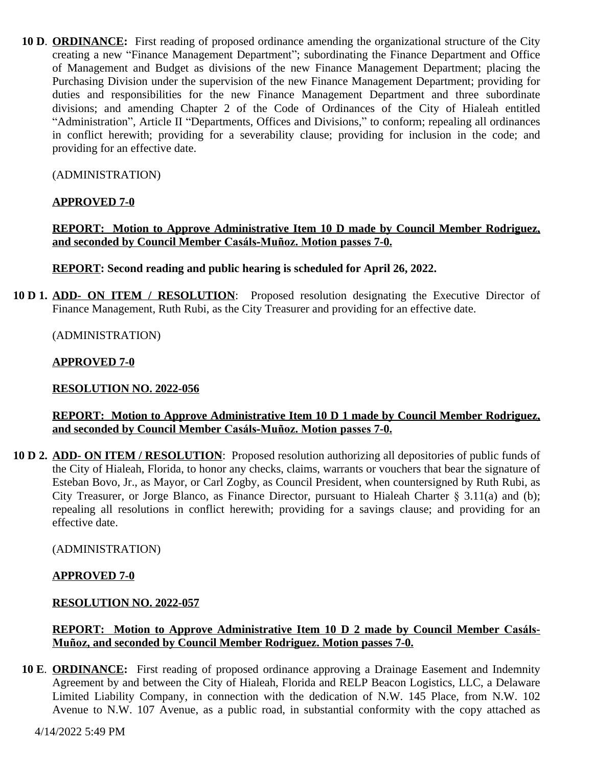**10 D**. **ORDINANCE:** First reading of proposed ordinance amending the organizational structure of the City creating a new "Finance Management Department"; subordinating the Finance Department and Office of Management and Budget as divisions of the new Finance Management Department; placing the Purchasing Division under the supervision of the new Finance Management Department; providing for duties and responsibilities for the new Finance Management Department and three subordinate divisions; and amending Chapter 2 of the Code of Ordinances of the City of Hialeah entitled "Administration", Article II "Departments, Offices and Divisions," to conform; repealing all ordinances in conflict herewith; providing for a severability clause; providing for inclusion in the code; and providing for an effective date.

(ADMINISTRATION)

**APPROVED 7-0**

**REPORT: Motion to Approve Administrative Item 10 D made by Council Member Rodriguez, and seconded by Council Member Casáls-Muñoz. Motion passes 7-0.**

**REPORT: Second reading and public hearing is scheduled for April 26, 2022.**

**10 D 1.** **ADD- ON ITEM / RESOLUTION**: Proposed resolution designating the Executive Director of Finance Management, Ruth Rubi, as the City Treasurer and providing for an effective date.

(ADMINISTRATION)

**APPROVED 7-0**

**RESOLUTION NO. 2022-056**

**REPORT: Motion to Approve Administrative Item 10 D 1 made by Council Member Rodriguez, and seconded by Council Member Casáls-Muñoz. Motion passes 7-0.**

**10 D 2.** **ADD- ON ITEM / RESOLUTION**: Proposed resolution authorizing all depositories of public funds of the City of Hialeah, Florida, to honor any checks, claims, warrants or vouchers that bear the signature of Esteban Bovo, Jr., as Mayor, or Carl Zogby, as Council President, when countersigned by Ruth Rubi, as City Treasurer, or Jorge Blanco, as Finance Director, pursuant to Hialeah Charter § 3.11(a) and (b); repealing all resolutions in conflict herewith; providing for a savings clause; and providing for an effective date.

(ADMINISTRATION)

**APPROVED 7-0**

**RESOLUTION NO. 2022-057**

**REPORT: Motion to Approve Administrative Item 10 D 2 made by Council Member Casáls-Muñoz, and seconded by Council Member Rodriguez. Motion passes 7-0.**

**10 E**. **ORDINANCE:** First reading of proposed ordinance approving a Drainage Easement and Indemnity Agreement by and between the City of Hialeah, Florida and RELP Beacon Logistics, LLC, a Delaware Limited Liability Company, in connection with the dedication of N.W. 145 Place, from N.W. 102 Avenue to N.W. 107 Avenue, as a public road, in substantial conformity with the copy attached as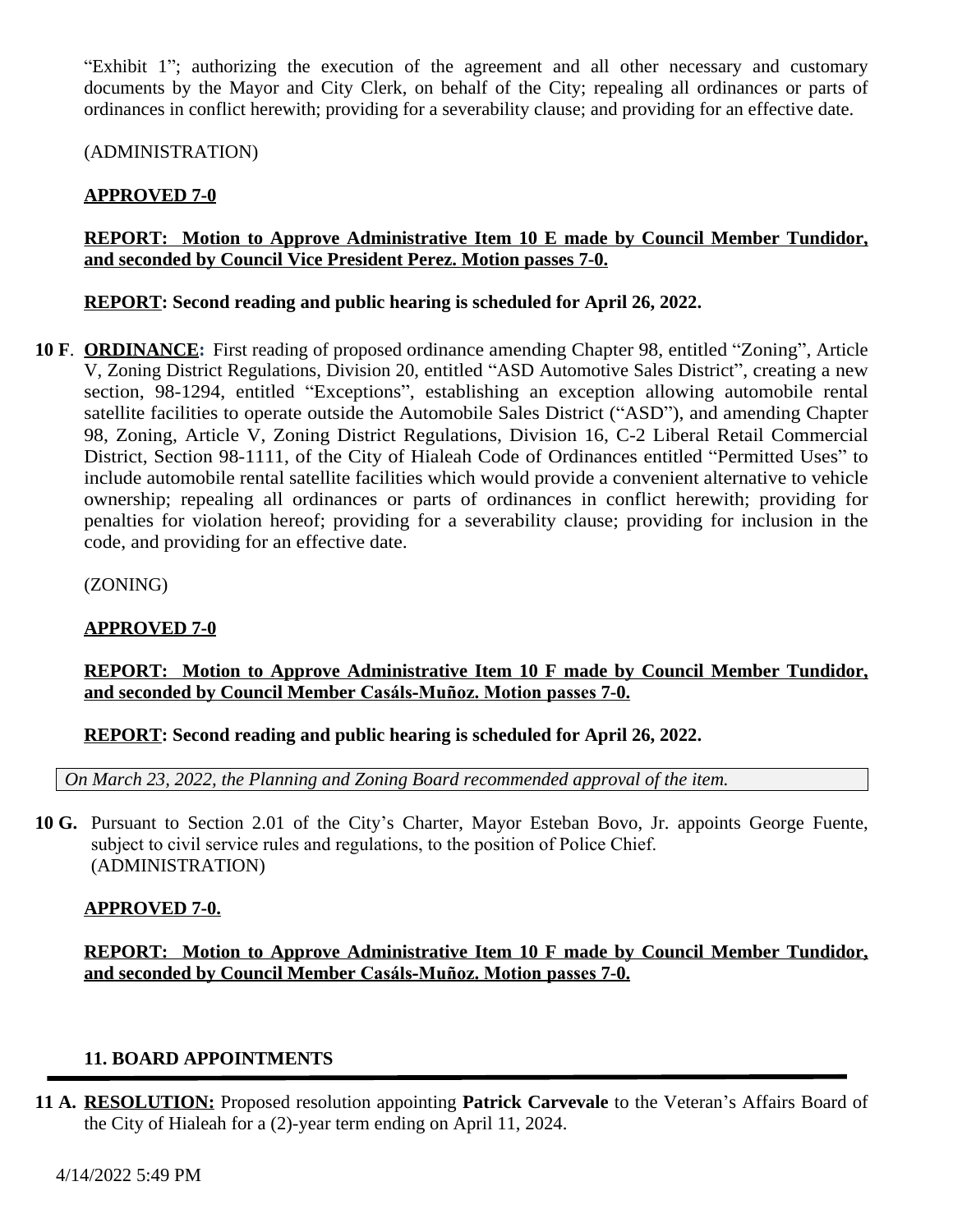"Exhibit 1"; authorizing the execution of the agreement and all other necessary and customary documents by the Mayor and City Clerk, on behalf of the City; repealing all ordinances or parts of ordinances in conflict herewith; providing for a severability clause; and providing for an effective date.

(ADMINISTRATION)

**APPROVED 7-0**

**REPORT: Motion to Approve Administrative Item 10 E made by Council Member Tundidor, and seconded by Council Vice President Perez. Motion passes 7-0.**

**REPORT: Second reading and public hearing is scheduled for April 26, 2022.**

**10 F**. **ORDINANCE:** First reading of proposed ordinance amending Chapter 98, entitled "Zoning", Article V, Zoning District Regulations, Division 20, entitled "ASD Automotive Sales District", creating a new section, 98-1294, entitled "Exceptions", establishing an exception allowing automobile rental satellite facilities to operate outside the Automobile Sales District ("ASD"), and amending Chapter 98, Zoning, Article V, Zoning District Regulations, Division 16, C-2 Liberal Retail Commercial District, Section 98-1111, of the City of Hialeah Code of Ordinances entitled "Permitted Uses" to include automobile rental satellite facilities which would provide a convenient alternative to vehicle ownership; repealing all ordinances or parts of ordinances in conflict herewith; providing for penalties for violation hereof; providing for a severability clause; providing for inclusion in the code, and providing for an effective date.

(ZONING)

**APPROVED 7-0**

**REPORT: Motion to Approve Administrative Item 10 F made by Council Member Tundidor, and seconded by Council Member Casáls-Muñoz. Motion passes 7-0.**

**REPORT: Second reading and public hearing is scheduled for April 26, 2022.**

*On March 23, 2022, the Planning and Zoning Board recommended approval of the item.*

**10 G.** Pursuant to Section 2.01 of the City's Charter, Mayor Esteban Bovo, Jr. appoints George Fuente, subject to civil service rules and regulations, to the position of Police Chief.
(ADMINISTRATION)

**APPROVED 7-0.**

**REPORT: Motion to Approve Administrative Item 10 F made by Council Member Tundidor, and seconded by Council Member Casáls-Muñoz. Motion passes 7-0.**

## 11. BOARD APPOINTMENTS

**11 A.** **RESOLUTION:** Proposed resolution appointing **Patrick Carvevale** to the Veteran's Affairs Board of the City of Hialeah for a (2)-year term ending on April 11, 2024.

4/14/2022 5:49 PM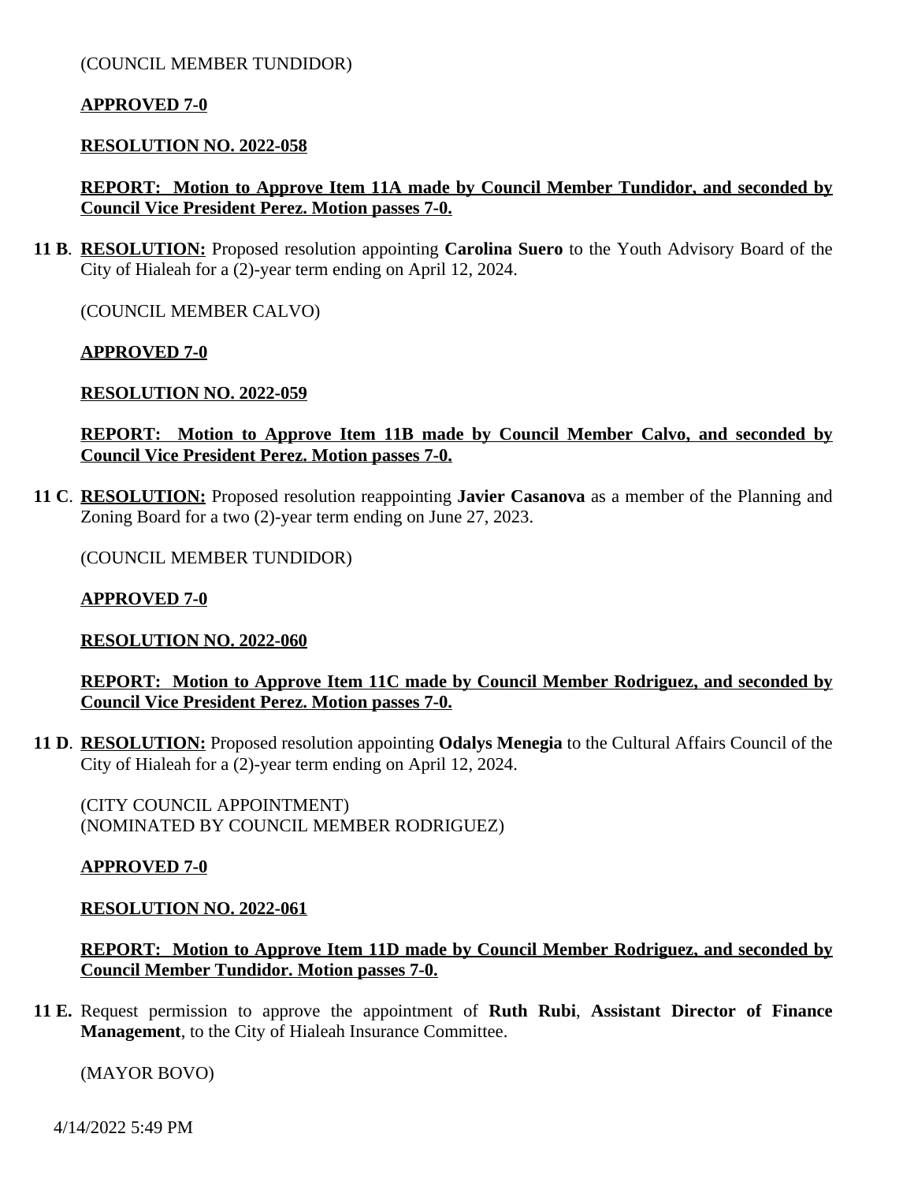(COUNCIL MEMBER TUNDIDOR)

**<u>APPROVED 7-0</u>**

**<u>RESOLUTION NO. 2022-058</u>**

**<u>REPORT: Motion to Approve Item 11A made by Council Member Tundidor, and seconded by Council Vice President Perez. Motion passes 7-0.</u>**

**11 B**. **<u>RESOLUTION:</u>** Proposed resolution appointing **Carolina Suero** to the Youth Advisory Board of the City of Hialeah for a (2)-year term ending on April 12, 2024.

(COUNCIL MEMBER CALVO)

**<u>APPROVED 7-0</u>**

**<u>RESOLUTION NO. 2022-059</u>**

**<u>REPORT: Motion to Approve Item 11B made by Council Member Calvo, and seconded by Council Vice President Perez. Motion passes 7-0.</u>**

**11 C**. **<u>RESOLUTION:</u>** Proposed resolution reappointing **Javier Casanova** as a member of the Planning and Zoning Board for a two (2)-year term ending on June 27, 2023.

(COUNCIL MEMBER TUNDIDOR)

**<u>APPROVED 7-0</u>**

**<u>RESOLUTION NO. 2022-060</u>**

**<u>REPORT: Motion to Approve Item 11C made by Council Member Rodriguez, and seconded by Council Vice President Perez. Motion passes 7-0.</u>**

**11 D**. **<u>RESOLUTION:</u>** Proposed resolution appointing **Odalys Menegia** to the Cultural Affairs Council of the City of Hialeah for a (2)-year term ending on April 12, 2024.

(CITY COUNCIL APPOINTMENT)
(NOMINATED BY COUNCIL MEMBER RODRIGUEZ)

**<u>APPROVED 7-0</u>**

**<u>RESOLUTION NO. 2022-061</u>**

**<u>REPORT: Motion to Approve Item 11D made by Council Member Rodriguez, and seconded by Council Member Tundidor. Motion passes 7-0.</u>**

**11 E.** Request permission to approve the appointment of **Ruth Rubi**, **Assistant Director of Finance Management**, to the City of Hialeah Insurance Committee.

(MAYOR BOVO)

4/14/2022 5:49 PM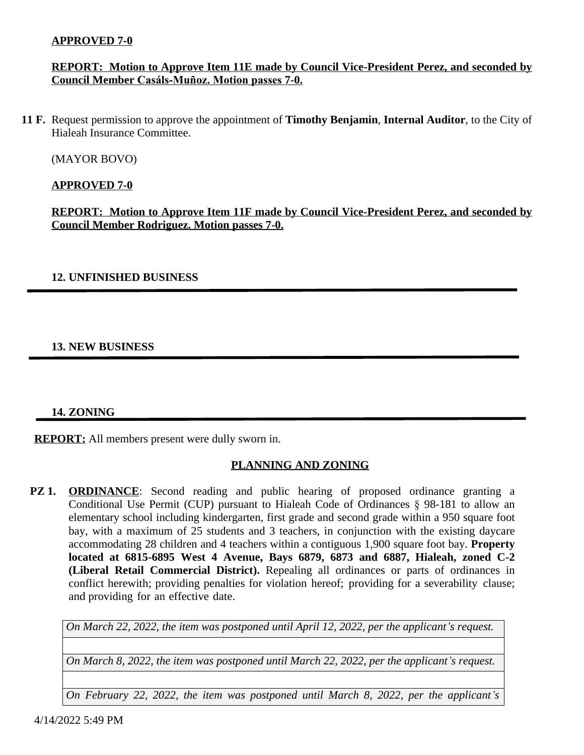**APPROVED 7-0**

**REPORT: Motion to Approve Item 11E made by Council Vice-President Perez, and seconded by Council Member Casáls-Muñoz. Motion passes 7-0.**

**11 F.** Request permission to approve the appointment of **Timothy Benjamin**, **Internal Auditor**, to the City of Hialeah Insurance Committee.

(MAYOR BOVO)

**APPROVED 7-0**

**REPORT: Motion to Approve Item 11F made by Council Vice-President Perez, and seconded by Council Member Rodriguez. Motion passes 7-0.**

## 12. UNFINISHED BUSINESS

## 13. NEW BUSINESS

## 14. ZONING

**REPORT:** All members present were dully sworn in.

### PLANNING AND ZONING

**PZ 1.** **ORDINANCE**: Second reading and public hearing of proposed ordinance granting a Conditional Use Permit (CUP) pursuant to Hialeah Code of Ordinances § 98-181 to allow an elementary school including kindergarten, first grade and second grade within a 950 square foot bay, with a maximum of 25 students and 3 teachers, in conjunction with the existing daycare accommodating 28 children and 4 teachers within a contiguous 1,900 square foot bay. **Property located at 6815-6895 West 4 Avenue, Bays 6879, 6873 and 6887, Hialeah, zoned C-2 (Liberal Retail Commercial District).** Repealing all ordinances or parts of ordinances in conflict herewith; providing penalties for violation hereof; providing for a severability clause; and providing for an effective date.

| *On March 22, 2022, the item was postponed until April 12, 2022, per the applicant's request.* |
|---|
| |
| *On March 8, 2022, the item was postponed until March 22, 2022, per the applicant's request.* |
| |
| *On February 22, 2022, the item was postponed until March 8, 2022, per the applicant's* |

4/14/2022 5:49 PM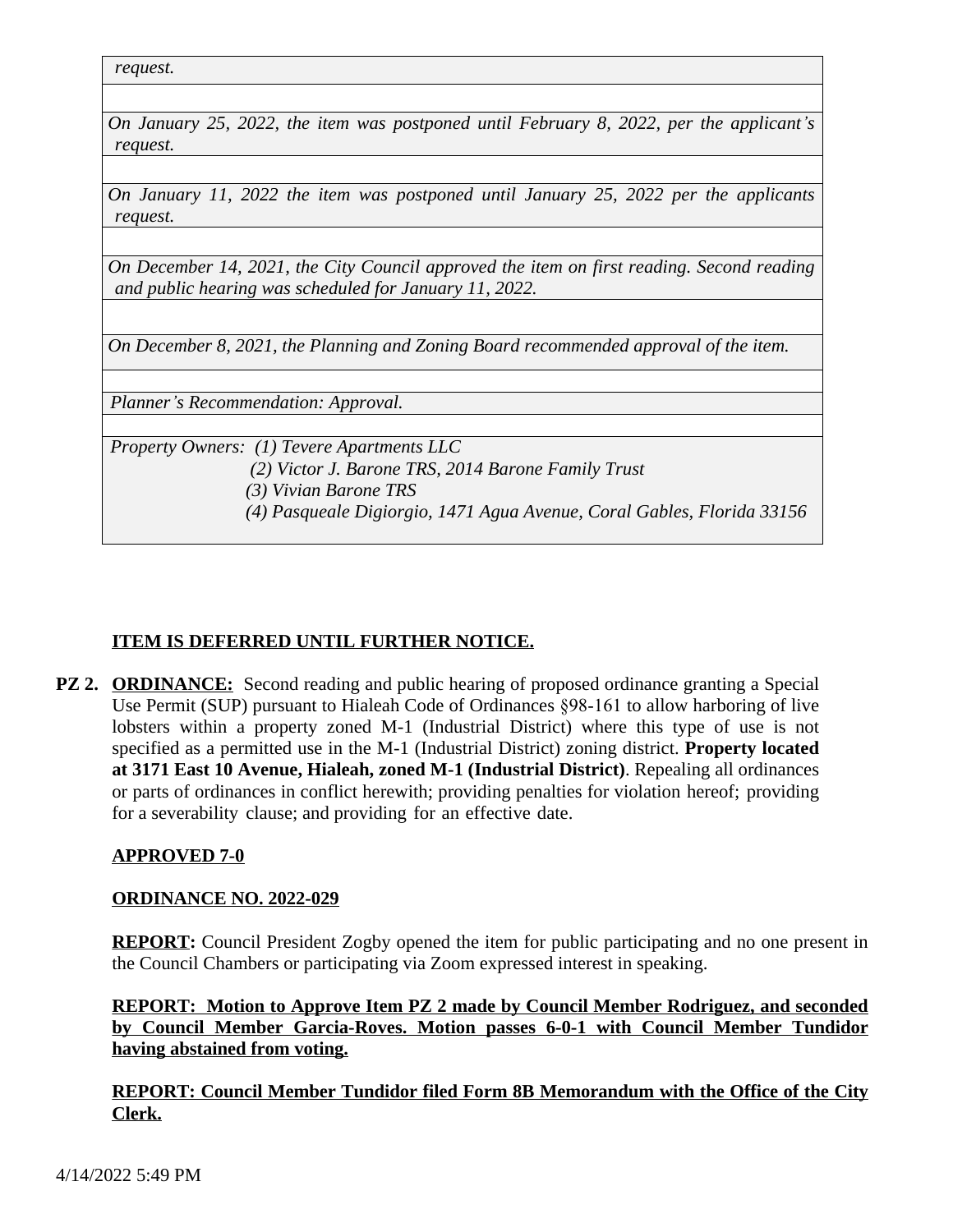*request.*

*On January 25, 2022, the item was postponed until February 8, 2022, per the applicant's request.*

*On January 11, 2022 the item was postponed until January 25, 2022 per the applicants request.*

*On December 14, 2021, the City Council approved the item on first reading. Second reading and public hearing was scheduled for January 11, 2022.*

*On December 8, 2021, the Planning and Zoning Board recommended approval of the item.*

*Planner's Recommendation: Approval.*

*Property Owners: (1) Tevere Apartments LLC*
*(2) Victor J. Barone TRS, 2014 Barone Family Trust*
*(3) Vivian Barone TRS*
*(4) Pasqueale Digiorgio, 1471 Agua Avenue, Coral Gables, Florida 33156*

**ITEM IS DEFERRED UNTIL FURTHER NOTICE.**

**PZ 2. ORDINANCE:** Second reading and public hearing of proposed ordinance granting a Special Use Permit (SUP) pursuant to Hialeah Code of Ordinances §98-161 to allow harboring of live lobsters within a property zoned M-1 (Industrial District) where this type of use is not specified as a permitted use in the M-1 (Industrial District) zoning district. **Property located at 3171 East 10 Avenue, Hialeah, zoned M-1 (Industrial District)**. Repealing all ordinances or parts of ordinances in conflict herewith; providing penalties for violation hereof; providing for a severability clause; and providing for an effective date.

**APPROVED 7-0**

**ORDINANCE NO. 2022-029**

**REPORT:** Council President Zogby opened the item for public participating and no one present in the Council Chambers or participating via Zoom expressed interest in speaking.

**REPORT: Motion to Approve Item PZ 2 made by Council Member Rodriguez, and seconded by Council Member Garcia-Roves. Motion passes 6-0-1 with Council Member Tundidor having abstained from voting.**

**REPORT: Council Member Tundidor filed Form 8B Memorandum with the Office of the City Clerk.**

4/14/2022 5:49 PM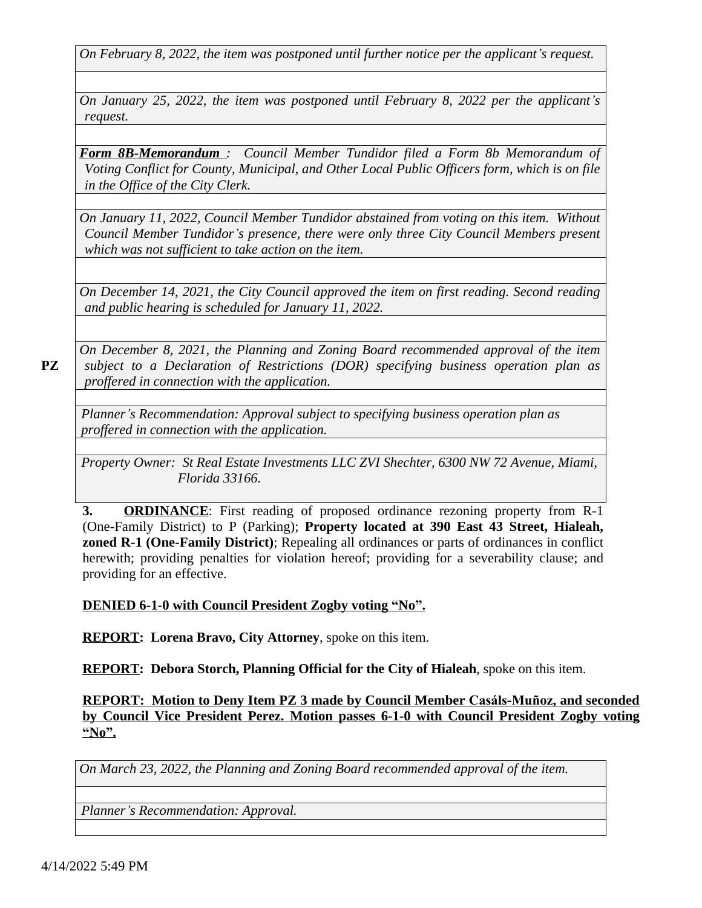*On February 8, 2022, the item was postponed until further notice per the applicant's request.*

*On January 25, 2022, the item was postponed until February 8, 2022 per the applicant's request.*

***Form 8B-Memorandum*** *: Council Member Tundidor filed a Form 8b Memorandum of Voting Conflict for County, Municipal, and Other Local Public Officers form, which is on file in the Office of the City Clerk.*

*On January 11, 2022, Council Member Tundidor abstained from voting on this item. Without Council Member Tundidor's presence, there were only three City Council Members present which was not sufficient to take action on the item.*

*On December 14, 2021, the City Council approved the item on first reading. Second reading and public hearing is scheduled for January 11, 2022.*

*On December 8, 2021, the Planning and Zoning Board recommended approval of the item subject to a Declaration of Restrictions (DOR) specifying business operation plan as proffered in connection with the application.*

*Planner's Recommendation: Approval subject to specifying business operation plan as proffered in connection with the application.*

*Property Owner: St Real Estate Investments LLC ZVI Shechter, 6300 NW 72 Avenue, Miami, Florida 33166.*

**PZ**

**3. ORDINANCE**: First reading of proposed ordinance rezoning property from R-1 (One-Family District) to P (Parking); **Property located at 390 East 43 Street, Hialeah, zoned R-1 (One-Family District)**; Repealing all ordinances or parts of ordinances in conflict herewith; providing penalties for violation hereof; providing for a severability clause; and providing for an effective.

**DENIED 6-1-0 with Council President Zogby voting "No".**

**REPORT: Lorena Bravo, City Attorney**, spoke on this item.

**REPORT: Debora Storch, Planning Official for the City of Hialeah**, spoke on this item.

**REPORT: Motion to Deny Item PZ 3 made by Council Member Casáls-Muñoz, and seconded by Council Vice President Perez. Motion passes 6-1-0 with Council President Zogby voting "No".**

*On March 23, 2022, the Planning and Zoning Board recommended approval of the item.*

*Planner's Recommendation: Approval.*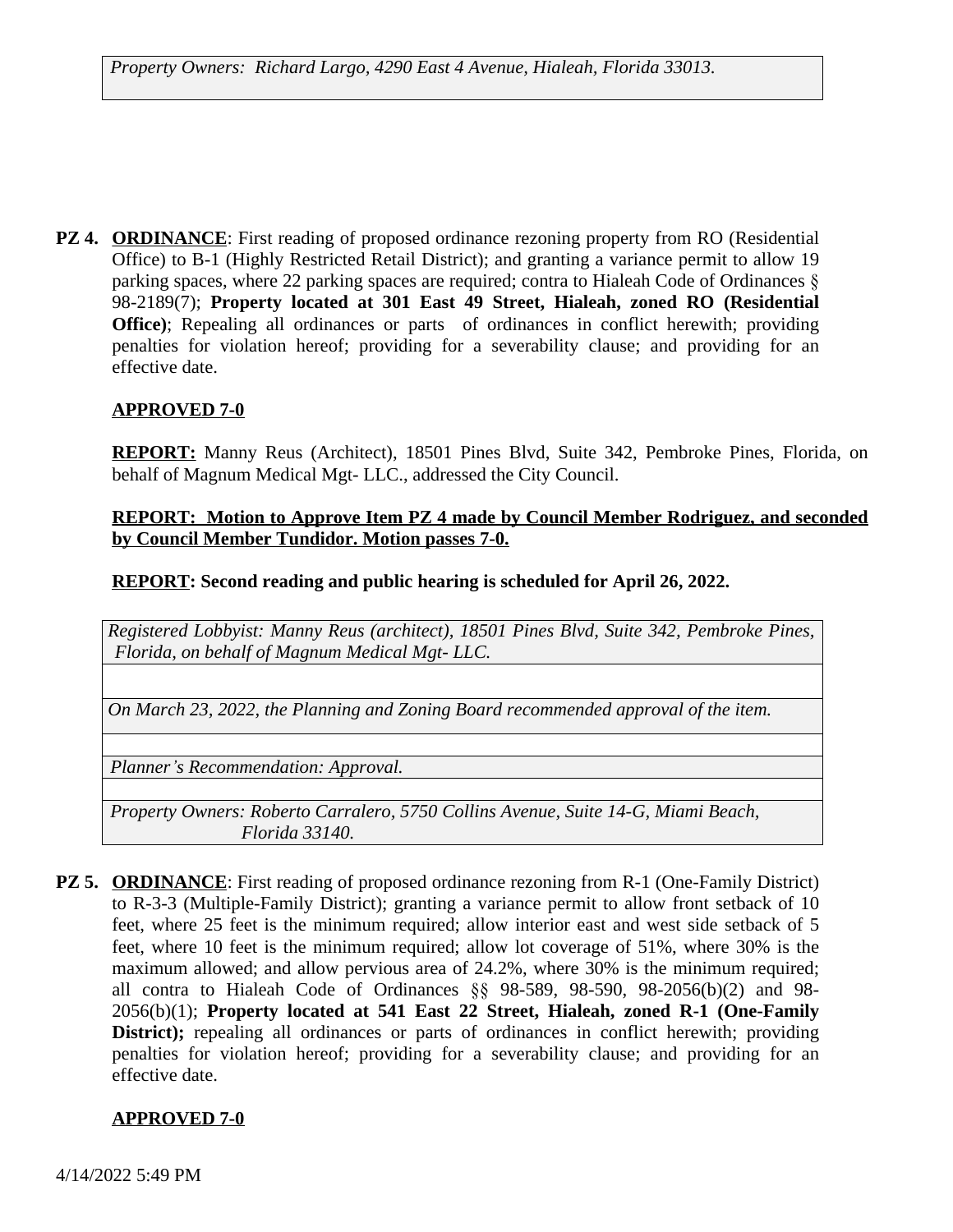| *Property Owners: Richard Largo, 4290 East 4 Avenue, Hialeah, Florida 33013.* |
|---|

**PZ 4.** **ORDINANCE**: First reading of proposed ordinance rezoning property from RO (Residential Office) to B-1 (Highly Restricted Retail District); and granting a variance permit to allow 19 parking spaces, where 22 parking spaces are required; contra to Hialeah Code of Ordinances § 98-2189(7); **Property located at 301 East 49 Street, Hialeah, zoned RO (Residential Office)**; Repealing all ordinances or parts of ordinances in conflict herewith; providing penalties for violation hereof; providing for a severability clause; and providing for an effective date.

**APPROVED 7-0**

**REPORT:** Manny Reus (Architect), 18501 Pines Blvd, Suite 342, Pembroke Pines, Florida, on behalf of Magnum Medical Mgt- LLC., addressed the City Council.

**REPORT: Motion to Approve Item PZ 4 made by Council Member Rodriguez, and seconded by Council Member Tundidor. Motion passes 7-0.**

**REPORT: Second reading and public hearing is scheduled for April 26, 2022.**

| *Registered Lobbyist: Manny Reus (architect), 18501 Pines Blvd, Suite 342, Pembroke Pines, Florida, on behalf of Magnum Medical Mgt- LLC.* |
|---|
| |
| *On March 23, 2022, the Planning and Zoning Board recommended approval of the item.* |
| |
| *Planner's Recommendation: Approval.* |
| |
| *Property Owners: Roberto Carralero, 5750 Collins Avenue, Suite 14-G, Miami Beach, Florida 33140.* |

**PZ 5.** **ORDINANCE**: First reading of proposed ordinance rezoning from R-1 (One-Family District) to R-3-3 (Multiple-Family District); granting a variance permit to allow front setback of 10 feet, where 25 feet is the minimum required; allow interior east and west side setback of 5 feet, where 10 feet is the minimum required; allow lot coverage of 51%, where 30% is the maximum allowed; and allow pervious area of 24.2%, where 30% is the minimum required; all contra to Hialeah Code of Ordinances §§ 98-589, 98-590, 98-2056(b)(2) and 98-2056(b)(1); **Property located at 541 East 22 Street, Hialeah, zoned R-1 (One-Family District);** repealing all ordinances or parts of ordinances in conflict herewith; providing penalties for violation hereof; providing for a severability clause; and providing for an effective date.

**APPROVED 7-0**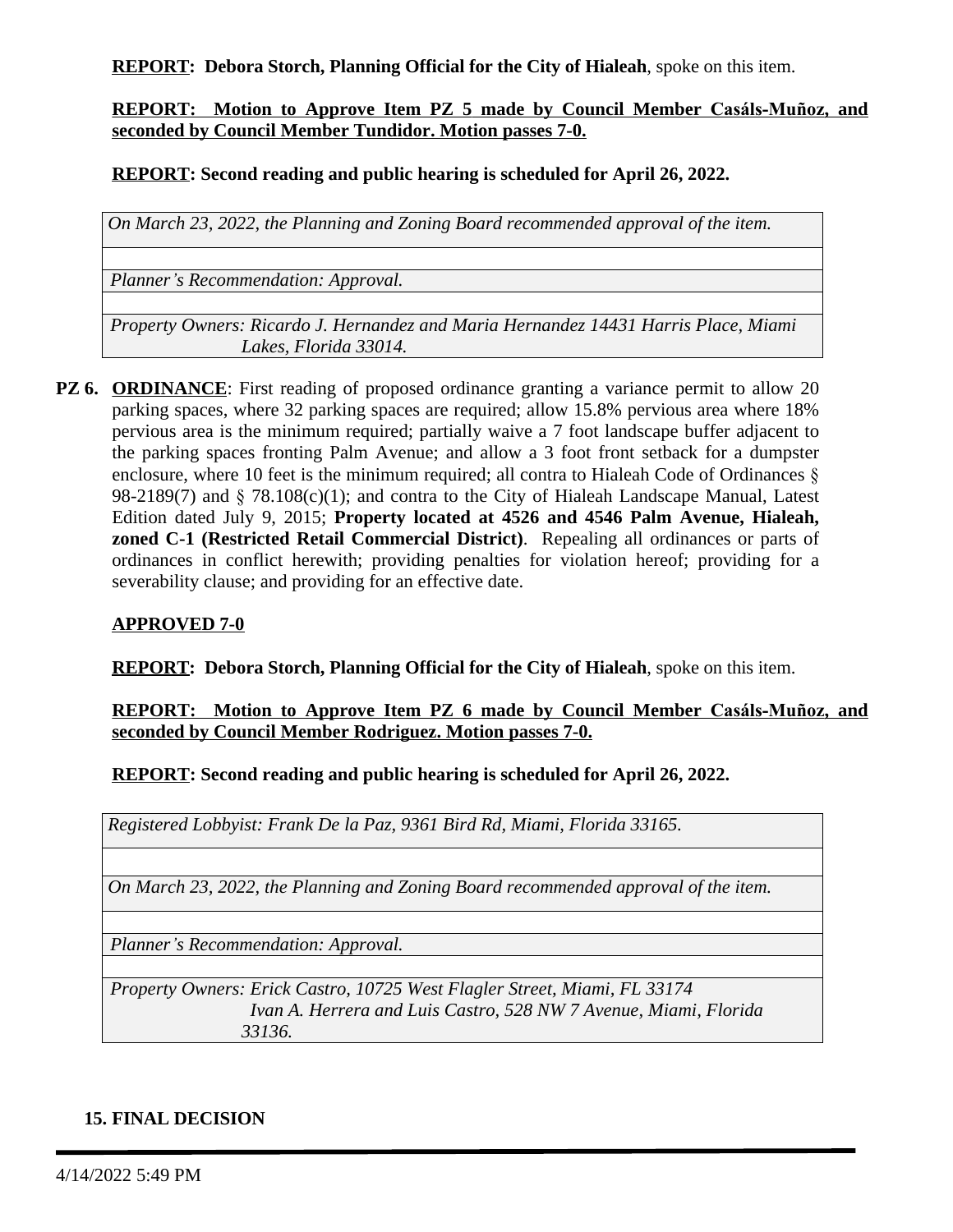**REPORT**: **Debora Storch, Planning Official for the City of Hialeah**, spoke on this item.

**REPORT: Motion to Approve Item PZ 5 made by Council Member Casáls-Muñoz, and seconded by Council Member Tundidor. Motion passes 7-0.**

**REPORT: Second reading and public hearing is scheduled for April 26, 2022.**

| *On March 23, 2022, the Planning and Zoning Board recommended approval of the item.* |
|---|
| |
| *Planner's Recommendation: Approval.* |
| |
| *Property Owners: Ricardo J. Hernandez and Maria Hernandez 14431 Harris Place, Miami Lakes, Florida 33014.* |

**PZ 6.** **ORDINANCE**: First reading of proposed ordinance granting a variance permit to allow 20 parking spaces, where 32 parking spaces are required; allow 15.8% pervious area where 18% pervious area is the minimum required; partially waive a 7 foot landscape buffer adjacent to the parking spaces fronting Palm Avenue; and allow a 3 foot front setback for a dumpster enclosure, where 10 feet is the minimum required; all contra to Hialeah Code of Ordinances § 98-2189(7) and § 78.108(c)(1); and contra to the City of Hialeah Landscape Manual, Latest Edition dated July 9, 2015; **Property located at 4526 and 4546 Palm Avenue, Hialeah, zoned C-1 (Restricted Retail Commercial District)**. Repealing all ordinances or parts of ordinances in conflict herewith; providing penalties for violation hereof; providing for a severability clause; and providing for an effective date.

**APPROVED 7-0**

**REPORT**: **Debora Storch, Planning Official for the City of Hialeah**, spoke on this item.

**REPORT: Motion to Approve Item PZ 6 made by Council Member Casáls-Muñoz, and seconded by Council Member Rodriguez. Motion passes 7-0.**

**REPORT: Second reading and public hearing is scheduled for April 26, 2022.**

| *Registered Lobbyist: Frank De la Paz, 9361 Bird Rd, Miami, Florida 33165.* |
|---|
| |
| *On March 23, 2022, the Planning and Zoning Board recommended approval of the item.* |
| |
| *Planner's Recommendation: Approval.* |
| |
| *Property Owners: Erick Castro, 10725 West Flagler Street, Miami, FL 33174 Ivan A. Herrera and Luis Castro, 528 NW 7 Avenue, Miami, Florida 33136.* |

**15. FINAL DECISION**

4/14/2022 5:49 PM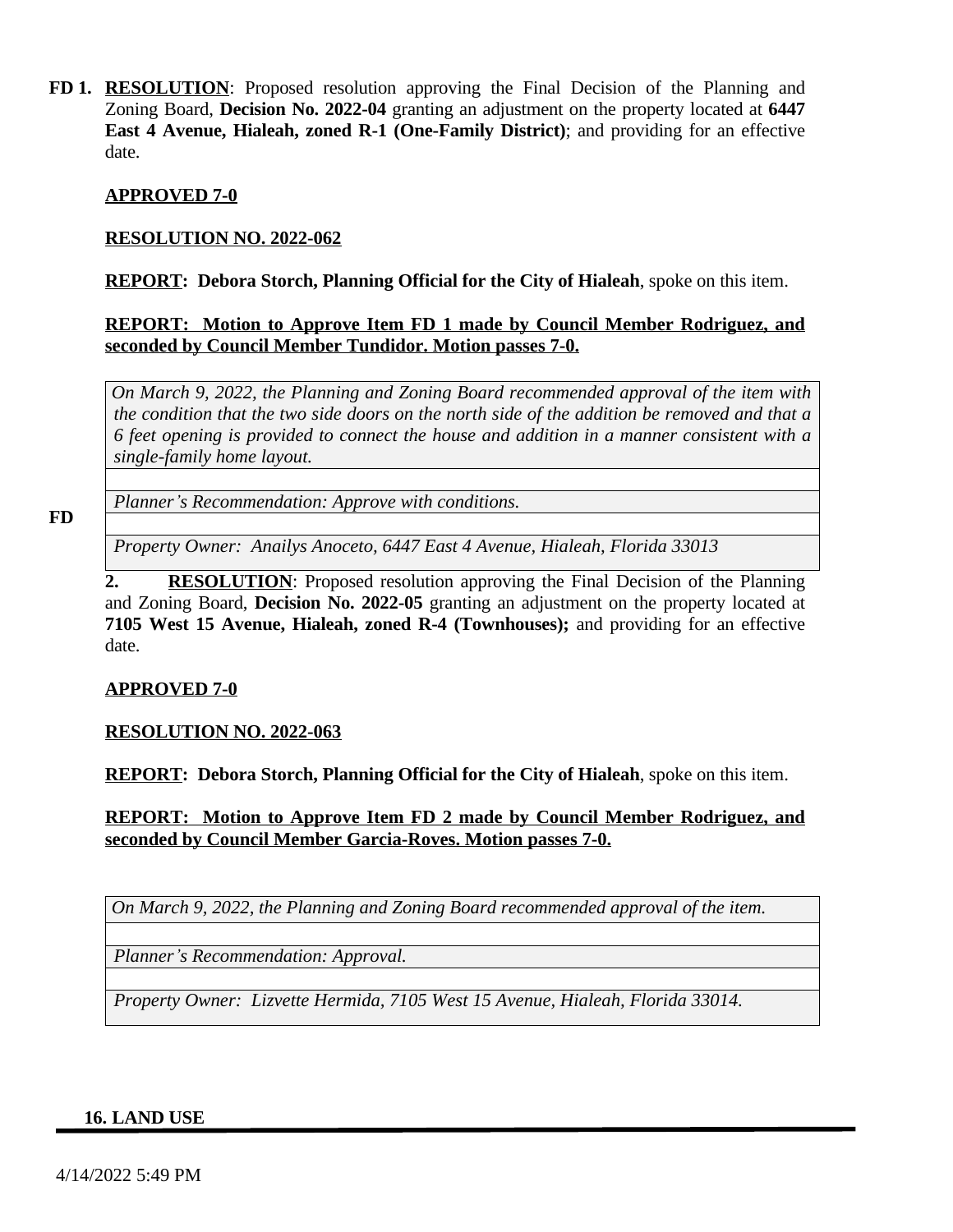**FD 1.** **RESOLUTION**: Proposed resolution approving the Final Decision of the Planning and Zoning Board, **Decision No. 2022-04** granting an adjustment on the property located at **6447 East 4 Avenue, Hialeah, zoned R-1 (One-Family District)**; and providing for an effective date.

**APPROVED 7-0**

**RESOLUTION NO. 2022-062**

**REPORT: Debora Storch, Planning Official for the City of Hialeah**, spoke on this item.

**REPORT: Motion to Approve Item FD 1 made by Council Member Rodriguez, and seconded by Council Member Tundidor. Motion passes 7-0.**

| *On March 9, 2022, the Planning and Zoning Board recommended approval of the item with the condition that the two side doors on the north side of the addition be removed and that a 6 feet opening is provided to connect the house and addition in a manner consistent with a single-family home layout.* |
|---|
| |
| *Planner's Recommendation: Approve with conditions.* |
| |
| *Property Owner: Anailys Anoceto, 6447 East 4 Avenue, Hialeah, Florida 33013* |

**FD 2.** **RESOLUTION**: Proposed resolution approving the Final Decision of the Planning and Zoning Board, **Decision No. 2022-05** granting an adjustment on the property located at **7105 West 15 Avenue, Hialeah, zoned R-4 (Townhouses);** and providing for an effective date.

**APPROVED 7-0**

**RESOLUTION NO. 2022-063**

**REPORT: Debora Storch, Planning Official for the City of Hialeah**, spoke on this item.

**REPORT: Motion to Approve Item FD 2 made by Council Member Rodriguez, and seconded by Council Member Garcia-Roves. Motion passes 7-0.**

| *On March 9, 2022, the Planning and Zoning Board recommended approval of the item.* |
|---|
| |
| *Planner's Recommendation: Approval.* |
| |
| *Property Owner: Lizvette Hermida, 7105 West 15 Avenue, Hialeah, Florida 33014.* |

## 16. LAND USE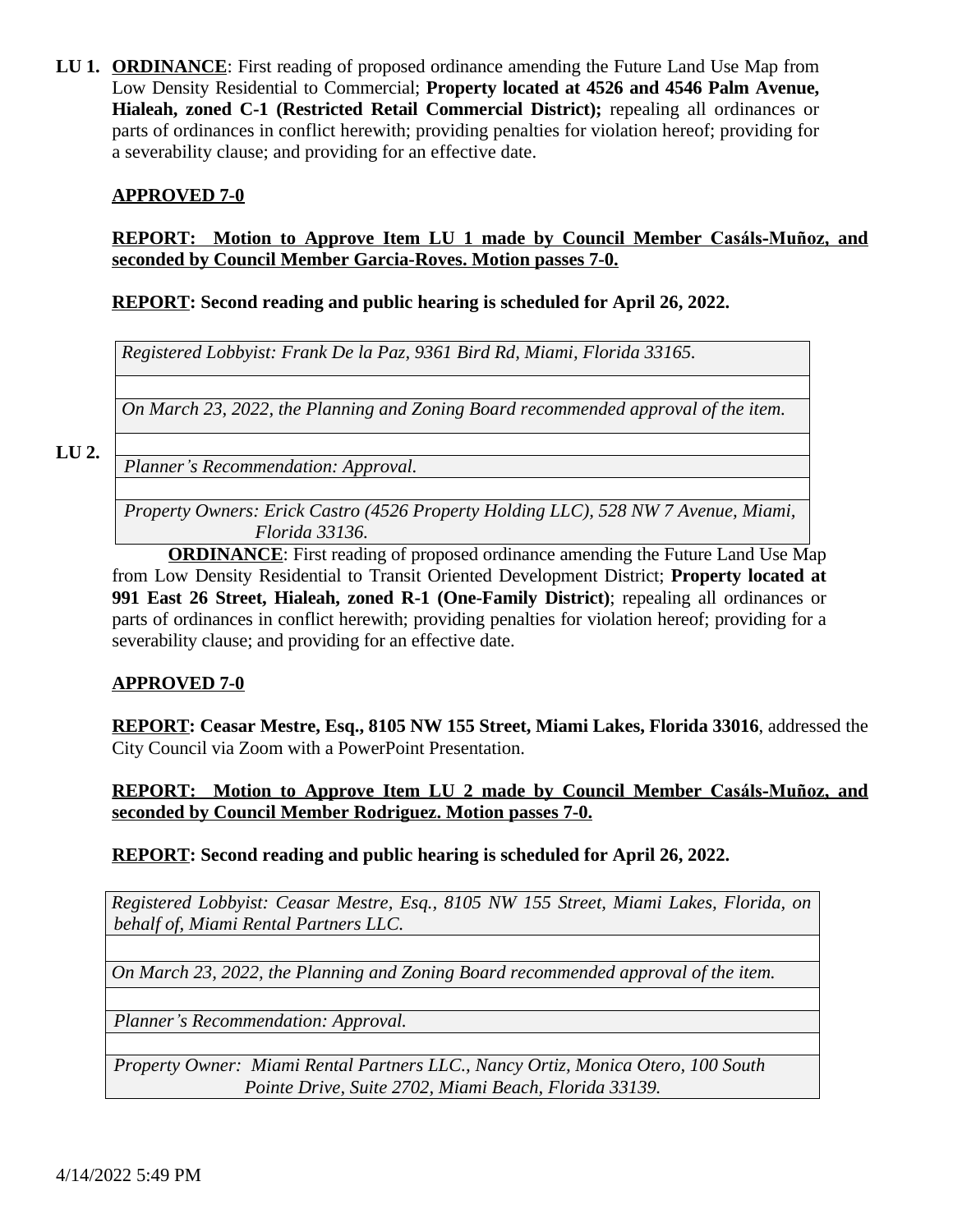**LU 1.** **ORDINANCE**: First reading of proposed ordinance amending the Future Land Use Map from Low Density Residential to Commercial; **Property located at 4526 and 4546 Palm Avenue, Hialeah, zoned C-1 (Restricted Retail Commercial District);** repealing all ordinances or parts of ordinances in conflict herewith; providing penalties for violation hereof; providing for a severability clause; and providing for an effective date.

**APPROVED 7-0**

**REPORT: Motion to Approve Item LU 1 made by Council Member Casáls-Muñoz, and seconded by Council Member Garcia-Roves. Motion passes 7-0.**

**REPORT: Second reading and public hearing is scheduled for April 26, 2022.**

| *Registered Lobbyist: Frank De la Paz, 9361 Bird Rd, Miami, Florida 33165.* |
|---|
| |
| *On March 23, 2022, the Planning and Zoning Board recommended approval of the item.* |
| |
| *Planner's Recommendation: Approval.* |
| |
| *Property Owners: Erick Castro (4526 Property Holding LLC), 528 NW 7 Avenue, Miami, Florida 33136.* |

**LU 2.** **ORDINANCE**: First reading of proposed ordinance amending the Future Land Use Map from Low Density Residential to Transit Oriented Development District; **Property located at 991 East 26 Street, Hialeah, zoned R-1 (One-Family District)**; repealing all ordinances or parts of ordinances in conflict herewith; providing penalties for violation hereof; providing for a severability clause; and providing for an effective date.

**APPROVED 7-0**

**REPORT: Ceasar Mestre, Esq., 8105 NW 155 Street, Miami Lakes, Florida 33016**, addressed the City Council via Zoom with a PowerPoint Presentation.

**REPORT: Motion to Approve Item LU 2 made by Council Member Casáls-Muñoz, and seconded by Council Member Rodriguez. Motion passes 7-0.**

**REPORT: Second reading and public hearing is scheduled for April 26, 2022.**

| *Registered Lobbyist: Ceasar Mestre, Esq., 8105 NW 155 Street, Miami Lakes, Florida, on behalf of, Miami Rental Partners LLC.* |
|---|
| |
| *On March 23, 2022, the Planning and Zoning Board recommended approval of the item.* |
| |
| *Planner's Recommendation: Approval.* |
| |
| *Property Owner: Miami Rental Partners LLC., Nancy Ortiz, Monica Otero, 100 South Pointe Drive, Suite 2702, Miami Beach, Florida 33139.* |

4/14/2022 5:49 PM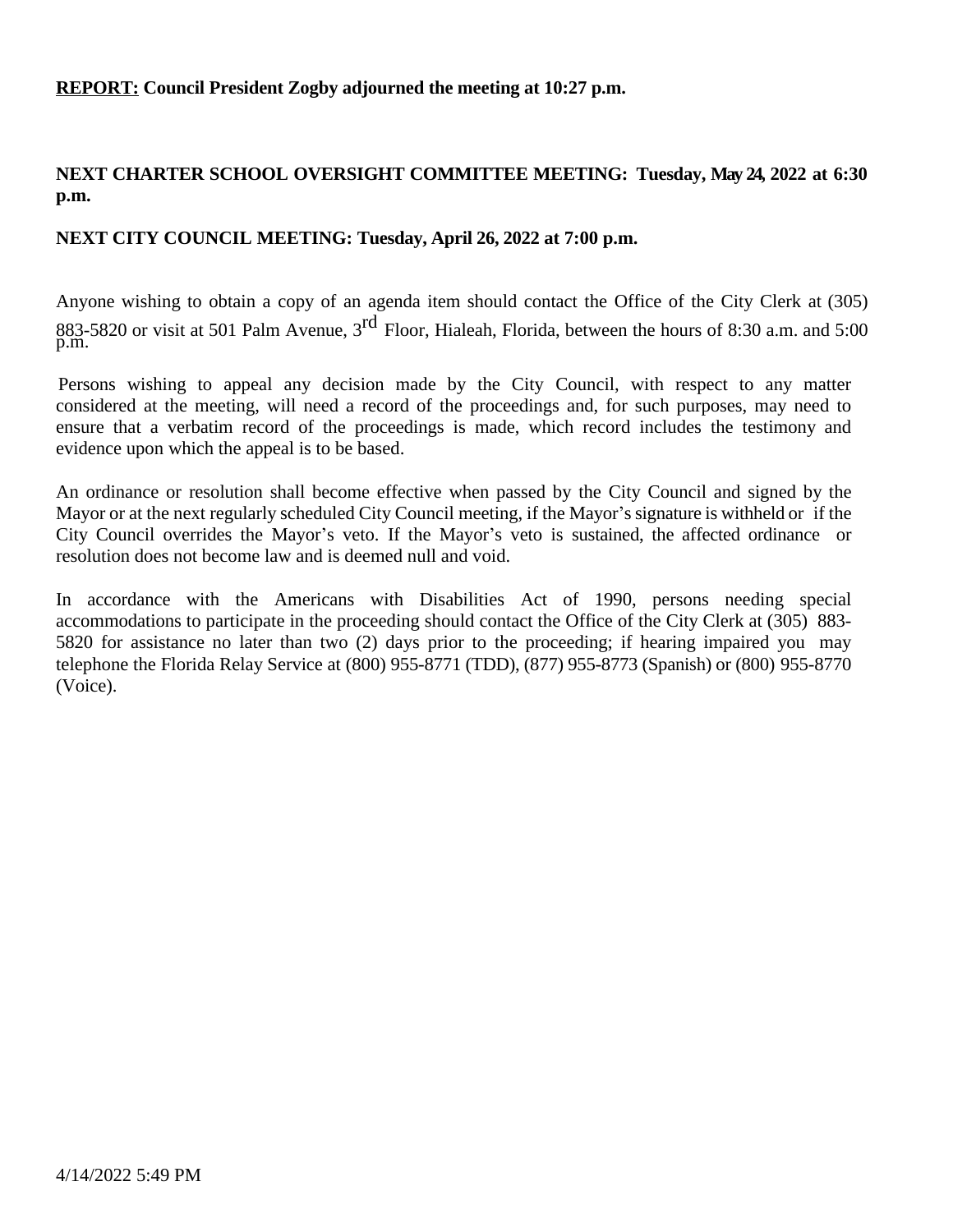**<u>REPORT:</u> Council President Zogby adjourned the meeting at 10:27 p.m.**

**NEXT CHARTER SCHOOL OVERSIGHT COMMITTEE MEETING: Tuesday, May 24, 2022 at 6:30 p.m.**

**NEXT CITY COUNCIL MEETING: Tuesday, April 26, 2022 at 7:00 p.m.**

Anyone wishing to obtain a copy of an agenda item should contact the Office of the City Clerk at (305) 883-5820 or visit at 501 Palm Avenue, 3rd Floor, Hialeah, Florida, between the hours of 8:30 a.m. and 5:00 p.m.

Persons wishing to appeal any decision made by the City Council, with respect to any matter considered at the meeting, will need a record of the proceedings and, for such purposes, may need to ensure that a verbatim record of the proceedings is made, which record includes the testimony and evidence upon which the appeal is to be based.

An ordinance or resolution shall become effective when passed by the City Council and signed by the Mayor or at the next regularly scheduled City Council meeting, if the Mayor's signature is withheld or if the City Council overrides the Mayor's veto. If the Mayor's veto is sustained, the affected ordinance or resolution does not become law and is deemed null and void.

In accordance with the Americans with Disabilities Act of 1990, persons needing special accommodations to participate in the proceeding should contact the Office of the City Clerk at (305) 883-5820 for assistance no later than two (2) days prior to the proceeding; if hearing impaired you may telephone the Florida Relay Service at (800) 955-8771 (TDD), (877) 955-8773 (Spanish) or (800) 955-8770 (Voice).

4/14/2022 5:49 PM